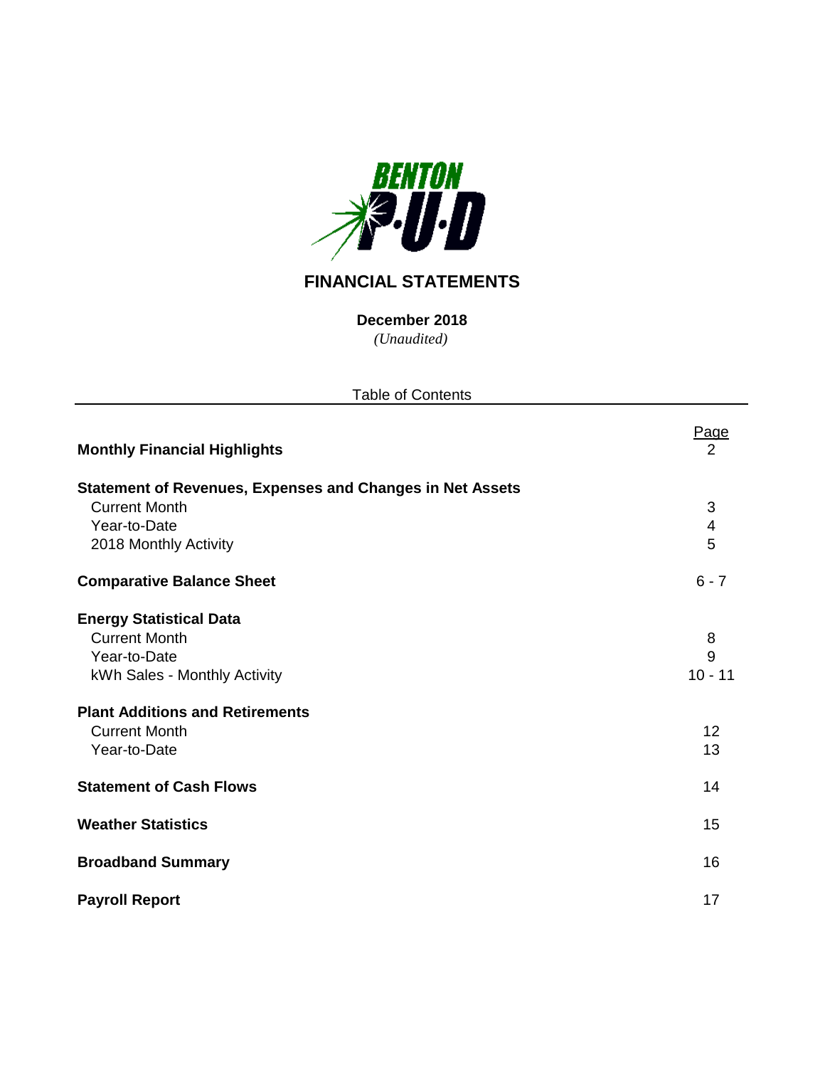BENTON P·U·D

# FINANCIAL STATEMENTS

**December 2018**

*(Unaudited)*

Table of Contents

| | Page |
|---|---|
| **Monthly Financial Highlights** | 2 |
| **Statement of Revenues, Expenses and Changes in Net Assets** | |
| Current Month | 3 |
| Year-to-Date | 4 |
| 2018 Monthly Activity | 5 |
| **Comparative Balance Sheet** | 6 - 7 |
| **Energy Statistical Data** | |
| Current Month | 8 |
| Year-to-Date | 9 |
| kWh Sales - Monthly Activity | 10 - 11 |
| **Plant Additions and Retirements** | |
| Current Month | 12 |
| Year-to-Date | 13 |
| **Statement of Cash Flows** | 14 |
| **Weather Statistics** | 15 |
| **Broadband Summary** | 16 |
| **Payroll Report** | 17 |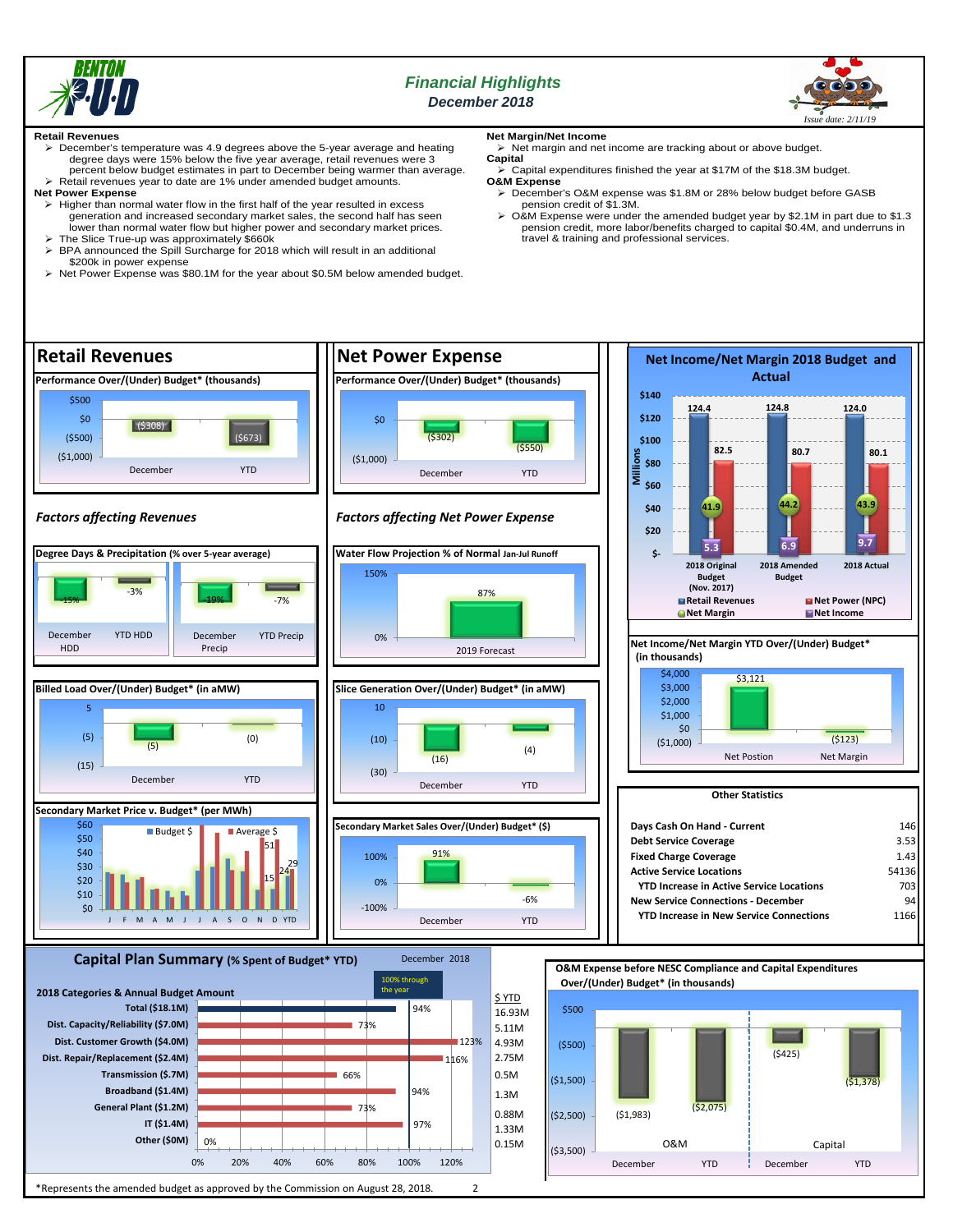# Financial Highlights
## December 2018

Issue date: 2/11/19

**Retail Revenues**

- December's temperature was 4.9 degrees above the 5-year average and heating degree days were 15% below the five year average, retail revenues were 3 percent below budget estimates in part to December being warmer than average.
- Retail revenues year to date are 1% under amended budget amounts.

**Net Power Expense**

- Higher than normal water flow in the first half of the year resulted in excess generation and increased secondary market sales, the second half has seen lower than normal water flow but higher power and secondary market prices.
- The Slice True-up was approximately $660k
- BPA announced the Spill Surcharge for 2018 which will result in an additional $200k in power expense
- Net Power Expense was $80.1M for the year about $0.5M below amended budget.

**Net Margin/Net Income**

- Net margin and net income are tracking about or above budget.

**Capital**

- Capital expenditures finished the year at $17M of the $18.3M budget.

**O&M Expense**

- December's O&M expense was $1.8M or 28% below budget before GASB pension credit of $1.3M.
- O&M Expense were under the amended budget year by $2.1M in part due to $1.3 pension credit, more labor/benefits charged to capital $0.4M, and underruns in travel & training and professional services.

## Retail Revenues

Performance Over/(Under) Budget* (thousands)

| | December | YTD |
|---|---|---|
| Over/(Under) | ($308) | ($673) |

*Factors affecting Revenues*

Degree Days & Precipitation (% over 5-year average)

| December HDD | YTD HDD | December Precip | YTD Precip |
|---|---|---|---|
| -15% | -3% | -19% | -7% |

Billed Load Over/(Under) Budget* (in aMW)

| December | YTD |
|---|---|
| (5) | (0) |

Secondary Market Price v. Budget* (per MWh)

Budget $ / Average $ — J F M A M J J A S O N D YTD; labeled values: 51, 15, 24, 29

## Net Power Expense

Performance Over/(Under) Budget* (thousands)

| | December | YTD |
|---|---|---|
| Over/(Under) | ($302) | ($550) |

*Factors affecting Net Power Expense*

Water Flow Projection % of Normal Jan-Jul Runoff

| 2019 Forecast |
|---|
| 87% |

Slice Generation Over/(Under) Budget* (in aMW)

| December | YTD |
|---|---|
| (16) | (4) |

Secondary Market Sales Over/(Under) Budget* ($)

| December | YTD |
|---|---|
| 91% | -6% |

## Net Income/Net Margin 2018 Budget and Actual

(Millions)

| | 2018 Original Budget (Nov. 2017) | 2018 Amended Budget | 2018 Actual |
|---|---|---|---|
| Retail Revenues | 124.4 | 124.8 | 124.0 |
| Net Power (NPC) | 82.5 | 80.7 | 80.1 |
| Net Margin | 41.9 | 44.2 | 43.9 |
| Net Income | 5.3 | 6.9 | 9.7 |

Net Income/Net Margin YTD Over/(Under) Budget* (in thousands)

| Net Postion | Net Margin |
|---|---|
| $3,121 | ($123) |

## Other Statistics

| | |
|---|---|
| Days Cash On Hand - Current | 146 |
| Debt Service Coverage | 3.53 |
| Fixed Charge Coverage | 1.43 |
| Active Service Locations | 54136 |
| YTD Increase in Active Service Locations | 703 |
| New Service Connections - December | 94 |
| YTD Increase in New Service Connections | 1166 |

## Capital Plan Summary (% Spent of Budget* YTD)

December 2018 — 100% through the year

| 2018 Categories & Annual Budget Amount | % Spent | $ YTD |
|---|---|---|
| Total ($18.1M) | 94% | 16.93M |
| Dist. Capacity/Reliability ($7.0M) | 73% | 5.11M |
| Dist. Customer Growth ($4.0M) | 123% | 4.93M |
| Dist. Repair/Replacement ($2.4M) | 116% | 2.75M |
| Transmission ($.7M) | 66% | 0.5M |
| Broadband ($1.4M) | 94% | 1.3M |
| General Plant ($1.2M) | 73% | 0.88M |
| IT ($1.4M) | 97% | 1.33M |
| Other ($0M) | 0% | 0.15M |

## O&M Expense before NESC Compliance and Capital Expenditures Over/(Under) Budget* (in thousands)

| | December | YTD |
|---|---|---|
| O&M | ($1,983) | ($2,075) |
| Capital | ($425) | ($1,378) |

*Represents the amended budget as approved by the Commission on August 28, 2018.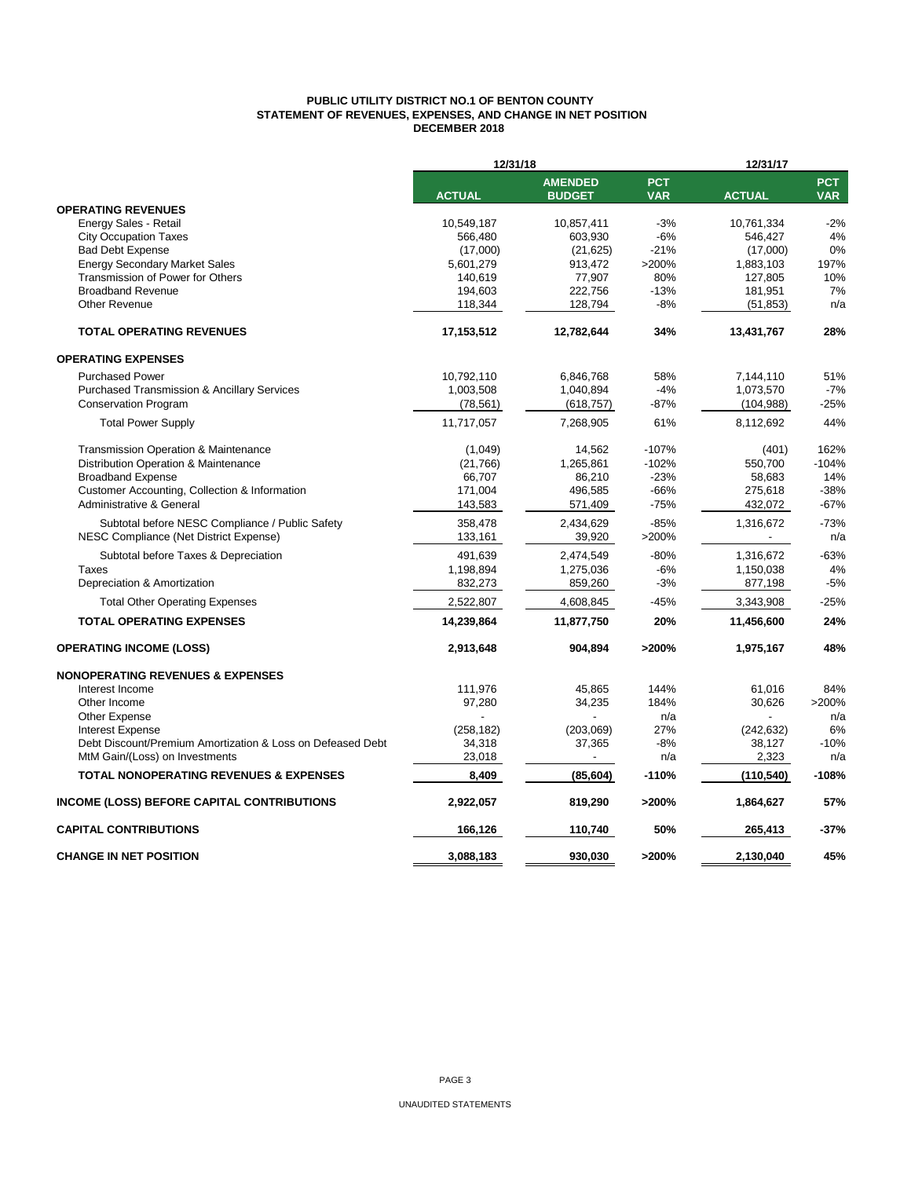# PUBLIC UTILITY DISTRICT NO.1 OF BENTON COUNTY
## STATEMENT OF REVENUES, EXPENSES, AND CHANGE IN NET POSITION
## DECEMBER 2018

| | 12/31/18 | | | 12/31/17 | |
|---|---|---|---|---|---|
| | **ACTUAL** | **AMENDED BUDGET** | **PCT VAR** | **ACTUAL** | **PCT VAR** |
| **OPERATING REVENUES** | | | | | |
| Energy Sales - Retail | 10,549,187 | 10,857,411 | -3% | 10,761,334 | -2% |
| City Occupation Taxes | 566,480 | 603,930 | -6% | 546,427 | 4% |
| Bad Debt Expense | (17,000) | (21,625) | -21% | (17,000) | 0% |
| Energy Secondary Market Sales | 5,601,279 | 913,472 | >200% | 1,883,103 | 197% |
| Transmission of Power for Others | 140,619 | 77,907 | 80% | 127,805 | 10% |
| Broadband Revenue | 194,603 | 222,756 | -13% | 181,951 | 7% |
| Other Revenue | 118,344 | 128,794 | -8% | (51,853) | n/a |
| **TOTAL OPERATING REVENUES** | **17,153,512** | **12,782,644** | **34%** | **13,431,767** | **28%** |
| **OPERATING EXPENSES** | | | | | |
| Purchased Power | 10,792,110 | 6,846,768 | 58% | 7,144,110 | 51% |
| Purchased Transmission & Ancillary Services | 1,003,508 | 1,040,894 | -4% | 1,073,570 | -7% |
| Conservation Program | (78,561) | (618,757) | -87% | (104,988) | -25% |
| Total Power Supply | 11,717,057 | 7,268,905 | 61% | 8,112,692 | 44% |
| Transmission Operation & Maintenance | (1,049) | 14,562 | -107% | (401) | 162% |
| Distribution Operation & Maintenance | (21,766) | 1,265,861 | -102% | 550,700 | -104% |
| Broadband Expense | 66,707 | 86,210 | -23% | 58,683 | 14% |
| Customer Accounting, Collection & Information | 171,004 | 496,585 | -66% | 275,618 | -38% |
| Administrative & General | 143,583 | 571,409 | -75% | 432,072 | -67% |
| Subtotal before NESC Compliance / Public Safety | 358,478 | 2,434,629 | -85% | 1,316,672 | -73% |
| NESC Compliance (Net District Expense) | 133,161 | 39,920 | >200% | - | n/a |
| Subtotal before Taxes & Depreciation | 491,639 | 2,474,549 | -80% | 1,316,672 | -63% |
| Taxes | 1,198,894 | 1,275,036 | -6% | 1,150,038 | 4% |
| Depreciation & Amortization | 832,273 | 859,260 | -3% | 877,198 | -5% |
| Total Other Operating Expenses | 2,522,807 | 4,608,845 | -45% | 3,343,908 | -25% |
| **TOTAL OPERATING EXPENSES** | **14,239,864** | **11,877,750** | **20%** | **11,456,600** | **24%** |
| **OPERATING INCOME (LOSS)** | **2,913,648** | **904,894** | **>200%** | **1,975,167** | **48%** |
| **NONOPERATING REVENUES & EXPENSES** | | | | | |
| Interest Income | 111,976 | 45,865 | 144% | 61,016 | 84% |
| Other Income | 97,280 | 34,235 | 184% | 30,626 | >200% |
| Other Expense | - | - | n/a | - | n/a |
| Interest Expense | (258,182) | (203,069) | 27% | (242,632) | 6% |
| Debt Discount/Premium Amortization & Loss on Defeased Debt | 34,318 | 37,365 | -8% | 38,127 | -10% |
| MtM Gain/(Loss) on Investments | 23,018 | - | n/a | 2,323 | n/a |
| **TOTAL NONOPERATING REVENUES & EXPENSES** | **8,409** | **(85,604)** | **-110%** | **(110,540)** | **-108%** |
| **INCOME (LOSS) BEFORE CAPITAL CONTRIBUTIONS** | **2,922,057** | **819,290** | **>200%** | **1,864,627** | **57%** |
| **CAPITAL CONTRIBUTIONS** | **166,126** | **110,740** | **50%** | **265,413** | **-37%** |
| **CHANGE IN NET POSITION** | **3,088,183** | **930,030** | **>200%** | **2,130,040** | **45%** |

UNAUDITED STATEMENTS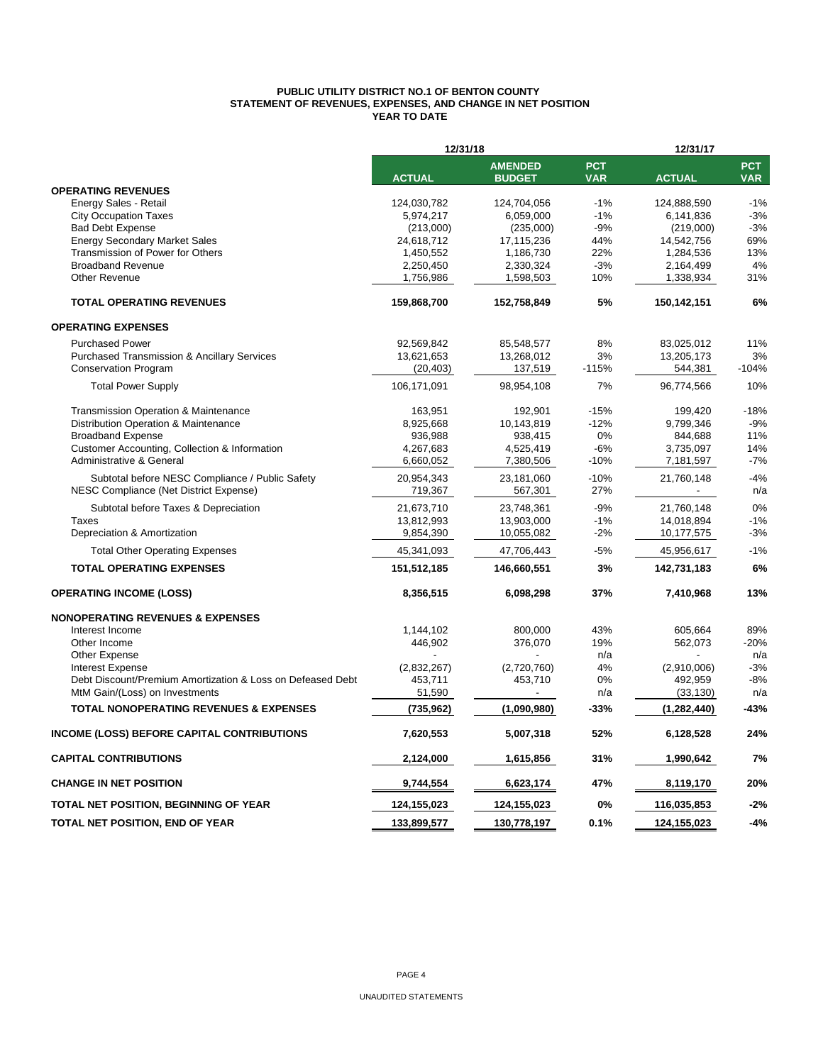# PUBLIC UTILITY DISTRICT NO.1 OF BENTON COUNTY
## STATEMENT OF REVENUES, EXPENSES, AND CHANGE IN NET POSITION
### YEAR TO DATE

| | 12/31/18 | | | 12/31/17 | |
|---|---|---|---|---|---|
| | **ACTUAL** | **AMENDED BUDGET** | **PCT VAR** | **ACTUAL** | **PCT VAR** |
| **OPERATING REVENUES** | | | | | |
| Energy Sales - Retail | 124,030,782 | 124,704,056 | -1% | 124,888,590 | -1% |
| City Occupation Taxes | 5,974,217 | 6,059,000 | -1% | 6,141,836 | -3% |
| Bad Debt Expense | (213,000) | (235,000) | -9% | (219,000) | -3% |
| Energy Secondary Market Sales | 24,618,712 | 17,115,236 | 44% | 14,542,756 | 69% |
| Transmission of Power for Others | 1,450,552 | 1,186,730 | 22% | 1,284,536 | 13% |
| Broadband Revenue | 2,250,450 | 2,330,324 | -3% | 2,164,499 | 4% |
| Other Revenue | 1,756,986 | 1,598,503 | 10% | 1,338,934 | 31% |
| **TOTAL OPERATING REVENUES** | **159,868,700** | **152,758,849** | **5%** | **150,142,151** | **6%** |
| **OPERATING EXPENSES** | | | | | |
| Purchased Power | 92,569,842 | 85,548,577 | 8% | 83,025,012 | 11% |
| Purchased Transmission & Ancillary Services | 13,621,653 | 13,268,012 | 3% | 13,205,173 | 3% |
| Conservation Program | (20,403) | 137,519 | -115% | 544,381 | -104% |
| Total Power Supply | 106,171,091 | 98,954,108 | 7% | 96,774,566 | 10% |
| Transmission Operation & Maintenance | 163,951 | 192,901 | -15% | 199,420 | -18% |
| Distribution Operation & Maintenance | 8,925,668 | 10,143,819 | -12% | 9,799,346 | -9% |
| Broadband Expense | 936,988 | 938,415 | 0% | 844,688 | 11% |
| Customer Accounting, Collection & Information | 4,267,683 | 4,525,419 | -6% | 3,735,097 | 14% |
| Administrative & General | 6,660,052 | 7,380,506 | -10% | 7,181,597 | -7% |
| Subtotal before NESC Compliance / Public Safety | 20,954,343 | 23,181,060 | -10% | 21,760,148 | -4% |
| NESC Compliance (Net District Expense) | 719,367 | 567,301 | 27% | - | n/a |
| Subtotal before Taxes & Depreciation | 21,673,710 | 23,748,361 | -9% | 21,760,148 | 0% |
| Taxes | 13,812,993 | 13,903,000 | -1% | 14,018,894 | -1% |
| Depreciation & Amortization | 9,854,390 | 10,055,082 | -2% | 10,177,575 | -3% |
| Total Other Operating Expenses | 45,341,093 | 47,706,443 | -5% | 45,956,617 | -1% |
| **TOTAL OPERATING EXPENSES** | **151,512,185** | **146,660,551** | **3%** | **142,731,183** | **6%** |
| **OPERATING INCOME (LOSS)** | **8,356,515** | **6,098,298** | **37%** | **7,410,968** | **13%** |
| **NONOPERATING REVENUES & EXPENSES** | | | | | |
| Interest Income | 1,144,102 | 800,000 | 43% | 605,664 | 89% |
| Other Income | 446,902 | 376,070 | 19% | 562,073 | -20% |
| Other Expense | - | - | n/a | - | n/a |
| Interest Expense | (2,832,267) | (2,720,760) | 4% | (2,910,006) | -3% |
| Debt Discount/Premium Amortization & Loss on Defeased Debt | 453,711 | 453,710 | 0% | 492,959 | -8% |
| MtM Gain/(Loss) on Investments | 51,590 | - | n/a | (33,130) | n/a |
| **TOTAL NONOPERATING REVENUES & EXPENSES** | **(735,962)** | **(1,090,980)** | **-33%** | **(1,282,440)** | **-43%** |
| **INCOME (LOSS) BEFORE CAPITAL CONTRIBUTIONS** | **7,620,553** | **5,007,318** | **52%** | **6,128,528** | **24%** |
| **CAPITAL CONTRIBUTIONS** | **2,124,000** | **1,615,856** | **31%** | **1,990,642** | **7%** |
| **CHANGE IN NET POSITION** | **9,744,554** | **6,623,174** | **47%** | **8,119,170** | **20%** |
| **TOTAL NET POSITION, BEGINNING OF YEAR** | **124,155,023** | **124,155,023** | **0%** | **116,035,853** | **-2%** |
| **TOTAL NET POSITION, END OF YEAR** | **133,899,577** | **130,778,197** | **0.1%** | **124,155,023** | **-4%** |

UNAUDITED STATEMENTS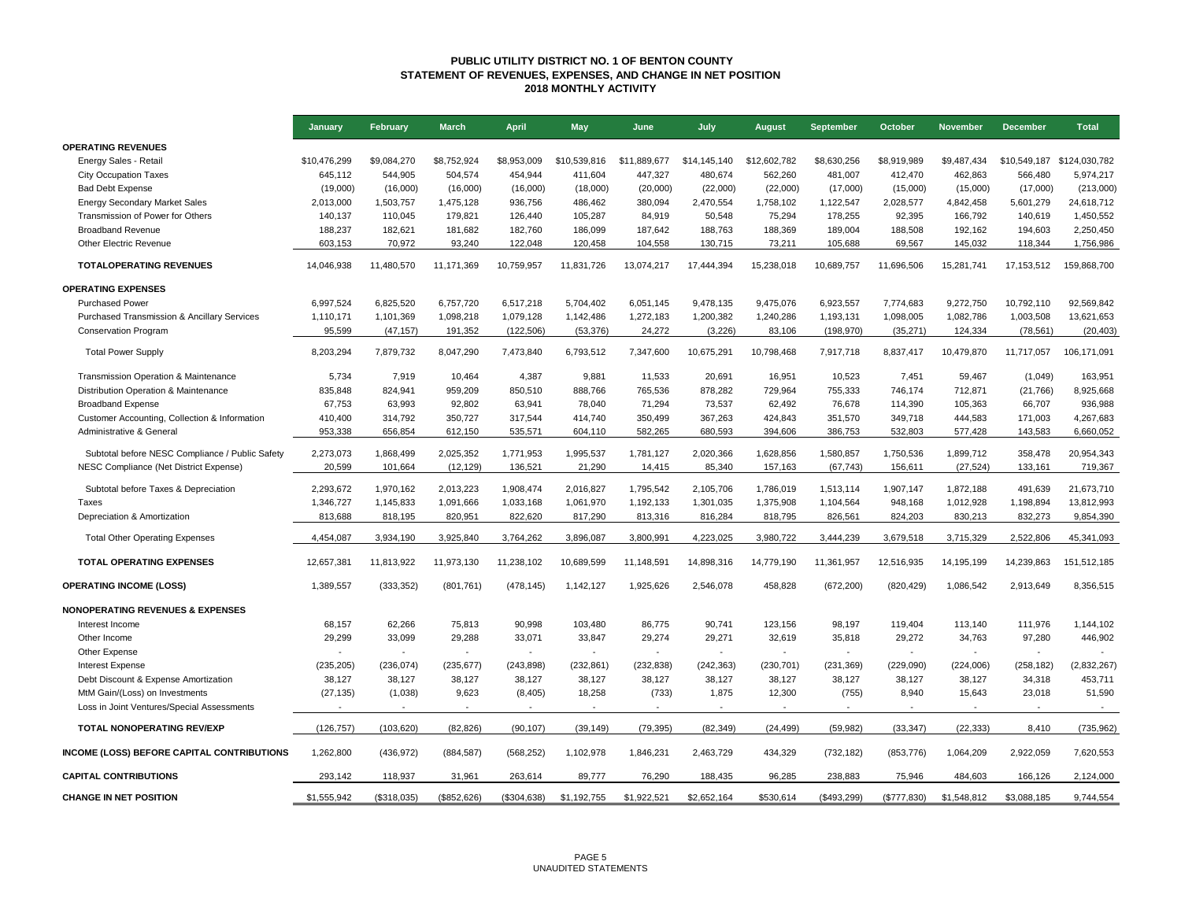# PUBLIC UTILITY DISTRICT NO. 1 OF BENTON COUNTY
## STATEMENT OF REVENUES, EXPENSES, AND CHANGE IN NET POSITION
### 2018 MONTHLY ACTIVITY

| | January | February | March | April | May | June | July | August | September | October | November | December | Total |
|---|---|---|---|---|---|---|---|---|---|---|---|---|---|
| **OPERATING REVENUES** | | | | | | | | | | | | | |
| Energy Sales - Retail | $10,476,299 | $9,084,270 | $8,752,924 | $8,953,009 | $10,539,816 | $11,889,677 | $14,145,140 | $12,602,782 | $8,630,256 | $8,919,989 | $9,487,434 | $10,549,187 | $124,030,782 |
| City Occupation Taxes | 645,112 | 544,905 | 504,574 | 454,944 | 411,604 | 447,327 | 480,674 | 562,260 | 481,007 | 412,470 | 462,863 | 566,480 | 5,974,217 |
| Bad Debt Expense | (19,000) | (16,000) | (16,000) | (16,000) | (18,000) | (20,000) | (22,000) | (22,000) | (17,000) | (15,000) | (15,000) | (17,000) | (213,000) |
| Energy Secondary Market Sales | 2,013,000 | 1,503,757 | 1,475,128 | 936,756 | 486,462 | 380,094 | 2,470,554 | 1,758,102 | 1,122,547 | 2,028,577 | 4,842,458 | 5,601,279 | 24,618,712 |
| Transmission of Power for Others | 140,137 | 110,045 | 179,821 | 126,440 | 105,287 | 84,919 | 50,548 | 75,294 | 178,255 | 92,395 | 166,792 | 140,619 | 1,450,552 |
| Broadband Revenue | 188,237 | 182,621 | 181,682 | 182,760 | 186,099 | 187,642 | 188,763 | 188,369 | 189,004 | 188,508 | 192,162 | 194,603 | 2,250,450 |
| Other Electric Revenue | 603,153 | 70,972 | 93,240 | 122,048 | 120,458 | 104,558 | 130,715 | 73,211 | 105,688 | 69,567 | 145,032 | 118,344 | 1,756,986 |
| **TOTALOPERATING REVENUES** | 14,046,938 | 11,480,570 | 11,171,369 | 10,759,957 | 11,831,726 | 13,074,217 | 17,444,394 | 15,238,018 | 10,689,757 | 11,696,506 | 15,281,741 | 17,153,512 | 159,868,700 |
| **OPERATING EXPENSES** | | | | | | | | | | | | | |
| Purchased Power | 6,997,524 | 6,825,520 | 6,757,720 | 6,517,218 | 5,704,402 | 6,051,145 | 9,478,135 | 9,475,076 | 6,923,557 | 7,774,683 | 9,272,750 | 10,792,110 | 92,569,842 |
| Purchased Transmission & Ancillary Services | 1,110,171 | 1,101,369 | 1,098,218 | 1,079,128 | 1,142,486 | 1,272,183 | 1,200,382 | 1,240,286 | 1,193,131 | 1,098,005 | 1,082,786 | 1,003,508 | 13,621,653 |
| Conservation Program | 95,599 | (47,157) | 191,352 | (122,506) | (53,376) | 24,272 | (3,226) | 83,106 | (198,970) | (35,271) | 124,334 | (78,561) | (20,403) |
| Total Power Supply | 8,203,294 | 7,879,732 | 8,047,290 | 7,473,840 | 6,793,512 | 7,347,600 | 10,675,291 | 10,798,468 | 7,917,718 | 8,837,417 | 10,479,870 | 11,717,057 | 106,171,091 |
| Transmission Operation & Maintenance | 5,734 | 7,919 | 10,464 | 4,387 | 9,881 | 11,533 | 20,691 | 16,951 | 10,523 | 7,451 | 59,467 | (1,049) | 163,951 |
| Distribution Operation & Maintenance | 835,848 | 824,941 | 959,209 | 850,510 | 888,766 | 765,536 | 878,282 | 729,964 | 755,333 | 746,174 | 712,871 | (21,766) | 8,925,668 |
| Broadband Expense | 67,753 | 63,993 | 92,802 | 63,941 | 78,040 | 71,294 | 73,537 | 62,492 | 76,678 | 114,390 | 105,363 | 66,707 | 936,988 |
| Customer Accounting, Collection & Information | 410,400 | 314,792 | 350,727 | 317,544 | 414,740 | 350,499 | 367,263 | 424,843 | 351,570 | 349,718 | 444,583 | 171,003 | 4,267,683 |
| Administrative & General | 953,338 | 656,854 | 612,150 | 535,571 | 604,110 | 582,265 | 680,593 | 394,606 | 386,753 | 532,803 | 577,428 | 143,583 | 6,660,052 |
| Subtotal before NESC Compliance / Public Safety | 2,273,073 | 1,868,499 | 2,025,352 | 1,771,953 | 1,995,537 | 1,781,127 | 2,020,366 | 1,628,856 | 1,580,857 | 1,750,536 | 1,899,712 | 358,478 | 20,954,343 |
| NESC Compliance (Net District Expense) | 20,599 | 101,664 | (12,129) | 136,521 | 21,290 | 14,415 | 85,340 | 157,163 | (67,743) | 156,611 | (27,524) | 133,161 | 719,367 |
| Subtotal before Taxes & Depreciation | 2,293,672 | 1,970,162 | 2,013,223 | 1,908,474 | 2,016,827 | 1,795,542 | 2,105,706 | 1,786,019 | 1,513,114 | 1,907,147 | 1,872,188 | 491,639 | 21,673,710 |
| Taxes | 1,346,727 | 1,145,833 | 1,091,666 | 1,033,168 | 1,061,970 | 1,192,133 | 1,301,035 | 1,375,908 | 1,104,564 | 948,168 | 1,012,928 | 1,198,894 | 13,812,993 |
| Depreciation & Amortization | 813,688 | 818,195 | 820,951 | 822,620 | 817,290 | 813,316 | 816,284 | 818,795 | 826,561 | 824,203 | 830,213 | 832,273 | 9,854,390 |
| Total Other Operating Expenses | 4,454,087 | 3,934,190 | 3,925,840 | 3,764,262 | 3,896,087 | 3,800,991 | 4,223,025 | 3,980,722 | 3,444,239 | 3,679,518 | 3,715,329 | 2,522,806 | 45,341,093 |
| **TOTAL OPERATING EXPENSES** | 12,657,381 | 11,813,922 | 11,973,130 | 11,238,102 | 10,689,599 | 11,148,591 | 14,898,316 | 14,779,190 | 11,361,957 | 12,516,935 | 14,195,199 | 14,239,863 | 151,512,185 |
| **OPERATING INCOME (LOSS)** | 1,389,557 | (333,352) | (801,761) | (478,145) | 1,142,127 | 1,925,626 | 2,546,078 | 458,828 | (672,200) | (820,429) | 1,086,542 | 2,913,649 | 8,356,515 |
| **NONOPERATING REVENUES & EXPENSES** | | | | | | | | | | | | | |
| Interest Income | 68,157 | 62,266 | 75,813 | 90,998 | 103,480 | 86,775 | 90,741 | 123,156 | 98,197 | 119,404 | 113,140 | 111,976 | 1,144,102 |
| Other Income | 29,299 | 33,099 | 29,288 | 33,071 | 33,847 | 29,274 | 29,271 | 32,619 | 35,818 | 29,272 | 34,763 | 97,280 | 446,902 |
| Other Expense | - | - | - | - | - | - | - | - | - | - | - | - | - |
| Interest Expense | (235,205) | (236,074) | (235,677) | (243,898) | (232,861) | (232,838) | (242,363) | (230,701) | (231,369) | (229,090) | (224,006) | (258,182) | (2,832,267) |
| Debt Discount & Expense Amortization | 38,127 | 38,127 | 38,127 | 38,127 | 38,127 | 38,127 | 38,127 | 38,127 | 38,127 | 38,127 | 38,127 | 34,318 | 453,711 |
| MtM Gain/(Loss) on Investments | (27,135) | (1,038) | 9,623 | (8,405) | 18,258 | (733) | 1,875 | 12,300 | (755) | 8,940 | 15,643 | 23,018 | 51,590 |
| Loss in Joint Ventures/Special Assessments | - | - | - | - | - | - | - | - | - | - | - | - | - |
| **TOTAL NONOPERATING REV/EXP** | (126,757) | (103,620) | (82,826) | (90,107) | (39,149) | (79,395) | (82,349) | (24,499) | (59,982) | (33,347) | (22,333) | 8,410 | (735,962) |
| **INCOME (LOSS) BEFORE CAPITAL CONTRIBUTIONS** | 1,262,800 | (436,972) | (884,587) | (568,252) | 1,102,978 | 1,846,231 | 2,463,729 | 434,329 | (732,182) | (853,776) | 1,064,209 | 2,922,059 | 7,620,553 |
| **CAPITAL CONTRIBUTIONS** | 293,142 | 118,937 | 31,961 | 263,614 | 89,777 | 76,290 | 188,435 | 96,285 | 238,883 | 75,946 | 484,603 | 166,126 | 2,124,000 |
| **CHANGE IN NET POSITION** | $1,555,942 | ($318,035) | ($852,626) | ($304,638) | $1,192,755 | $1,922,521 | $2,652,164 | $530,614 | ($493,299) | ($777,830) | $1,548,812 | $3,088,185 | 9,744,554 |

UNAUDITED STATEMENTS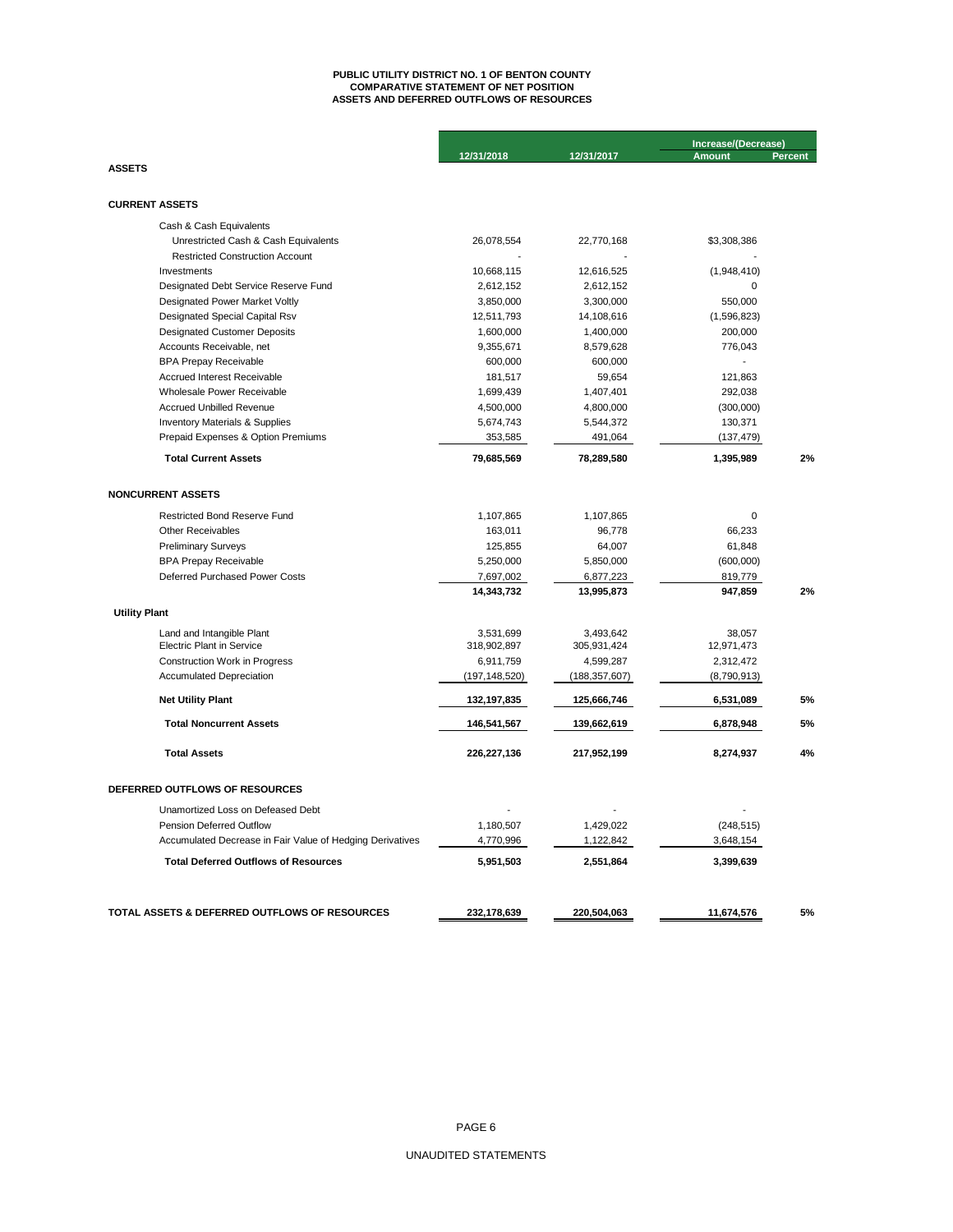# PUBLIC UTILITY DISTRICT NO. 1 OF BENTON COUNTY
## COMPARATIVE STATEMENT OF NET POSITION
## ASSETS AND DEFERRED OUTFLOWS OF RESOURCES

| | 12/31/2018 | 12/31/2017 | Increase/(Decrease) Amount | Percent |
|---|---|---|---|---|
| **ASSETS** | | | | |
| **CURRENT ASSETS** | | | | |
| Cash & Cash Equivalents | | | | |
| Unrestricted Cash & Cash Equivalents | 26,078,554 | 22,770,168 | $3,308,386 | |
| Restricted Construction Account | - | - | - | |
| Investments | 10,668,115 | 12,616,525 | (1,948,410) | |
| Designated Debt Service Reserve Fund | 2,612,152 | 2,612,152 | 0 | |
| Designated Power Market Voltly | 3,850,000 | 3,300,000 | 550,000 | |
| Designated Special Capital Rsv | 12,511,793 | 14,108,616 | (1,596,823) | |
| Designated Customer Deposits | 1,600,000 | 1,400,000 | 200,000 | |
| Accounts Receivable, net | 9,355,671 | 8,579,628 | 776,043 | |
| BPA Prepay Receivable | 600,000 | 600,000 | - | |
| Accrued Interest Receivable | 181,517 | 59,654 | 121,863 | |
| Wholesale Power Receivable | 1,699,439 | 1,407,401 | 292,038 | |
| Accrued Unbilled Revenue | 4,500,000 | 4,800,000 | (300,000) | |
| Inventory Materials & Supplies | 5,674,743 | 5,544,372 | 130,371 | |
| Prepaid Expenses & Option Premiums | 353,585 | 491,064 | (137,479) | |
| **Total Current Assets** | **79,685,569** | **78,289,580** | **1,395,989** | **2%** |
| **NONCURRENT ASSETS** | | | | |
| Restricted Bond Reserve Fund | 1,107,865 | 1,107,865 | 0 | |
| Other Receivables | 163,011 | 96,778 | 66,233 | |
| Preliminary Surveys | 125,855 | 64,007 | 61,848 | |
| BPA Prepay Receivable | 5,250,000 | 5,850,000 | (600,000) | |
| Deferred Purchased Power Costs | 7,697,002 | 6,877,223 | 819,779 | |
| | **14,343,732** | **13,995,873** | **947,859** | **2%** |
| **Utility Plant** | | | | |
| Land and Intangible Plant | 3,531,699 | 3,493,642 | 38,057 | |
| Electric Plant in Service | 318,902,897 | 305,931,424 | 12,971,473 | |
| Construction Work in Progress | 6,911,759 | 4,599,287 | 2,312,472 | |
| Accumulated Depreciation | (197,148,520) | (188,357,607) | (8,790,913) | |
| **Net Utility Plant** | **132,197,835** | **125,666,746** | **6,531,089** | **5%** |
| **Total Noncurrent Assets** | **146,541,567** | **139,662,619** | **6,878,948** | **5%** |
| **Total Assets** | **226,227,136** | **217,952,199** | **8,274,937** | **4%** |
| **DEFERRED OUTFLOWS OF RESOURCES** | | | | |
| Unamortized Loss on Defeased Debt | - | - | - | |
| Pension Deferred Outflow | 1,180,507 | 1,429,022 | (248,515) | |
| Accumulated Decrease in Fair Value of Hedging Derivatives | 4,770,996 | 1,122,842 | 3,648,154 | |
| **Total Deferred Outflows of Resources** | **5,951,503** | **2,551,864** | **3,399,639** | |
| **TOTAL ASSETS & DEFERRED OUTFLOWS OF RESOURCES** | **232,178,639** | **220,504,063** | **11,674,576** | **5%** |

UNAUDITED STATEMENTS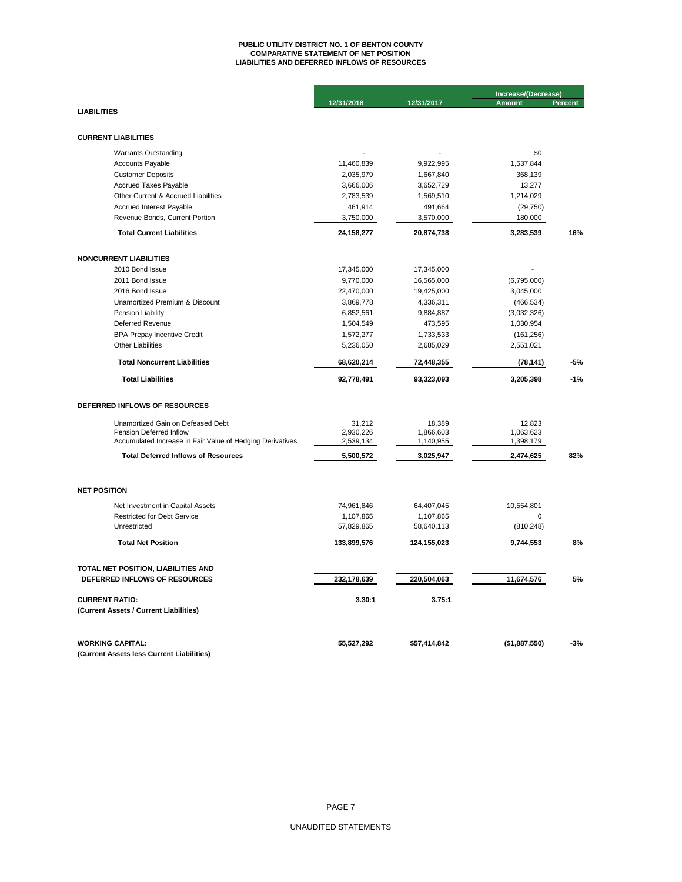# PUBLIC UTILITY DISTRICT NO. 1 OF BENTON COUNTY
## COMPARATIVE STATEMENT OF NET POSITION
## LIABILITIES AND DEFERRED INFLOWS OF RESOURCES

| | 12/31/2018 | 12/31/2017 | Increase/(Decrease) Amount | Percent |
|---|---|---|---|---|
| **LIABILITIES** | | | | |
| **CURRENT LIABILITIES** | | | | |
| Warrants Outstanding | - | - | $0 | |
| Accounts Payable | 11,460,839 | 9,922,995 | 1,537,844 | |
| Customer Deposits | 2,035,979 | 1,667,840 | 368,139 | |
| Accrued Taxes Payable | 3,666,006 | 3,652,729 | 13,277 | |
| Other Current & Accrued Liabilities | 2,783,539 | 1,569,510 | 1,214,029 | |
| Accrued Interest Payable | 461,914 | 491,664 | (29,750) | |
| Revenue Bonds, Current Portion | 3,750,000 | 3,570,000 | 180,000 | |
| **Total Current Liabilities** | **24,158,277** | **20,874,738** | **3,283,539** | **16%** |
| **NONCURRENT LIABILITIES** | | | | |
| 2010 Bond Issue | 17,345,000 | 17,345,000 | - | |
| 2011 Bond Issue | 9,770,000 | 16,565,000 | (6,795,000) | |
| 2016 Bond Issue | 22,470,000 | 19,425,000 | 3,045,000 | |
| Unamortized Premium & Discount | 3,869,778 | 4,336,311 | (466,534) | |
| Pension Liability | 6,852,561 | 9,884,887 | (3,032,326) | |
| Deferred Revenue | 1,504,549 | 473,595 | 1,030,954 | |
| BPA Prepay Incentive Credit | 1,572,277 | 1,733,533 | (161,256) | |
| Other Liabilities | 5,236,050 | 2,685,029 | 2,551,021 | |
| **Total Noncurrent Liabilities** | **68,620,214** | **72,448,355** | **(78,141)** | **-5%** |
| **Total Liabilities** | **92,778,491** | **93,323,093** | **3,205,398** | **-1%** |
| **DEFERRED INFLOWS OF RESOURCES** | | | | |
| Unamortized Gain on Defeased Debt | 31,212 | 18,389 | 12,823 | |
| Pension Deferred Inflow | 2,930,226 | 1,866,603 | 1,063,623 | |
| Accumulated Increase in Fair Value of Hedging Derivatives | 2,539,134 | 1,140,955 | 1,398,179 | |
| **Total Deferred Inflows of Resources** | **5,500,572** | **3,025,947** | **2,474,625** | **82%** |
| **NET POSITION** | | | | |
| Net Investment in Capital Assets | 74,961,846 | 64,407,045 | 10,554,801 | |
| Restricted for Debt Service | 1,107,865 | 1,107,865 | 0 | |
| Unrestricted | 57,829,865 | 58,640,113 | (810,248) | |
| **Total Net Position** | **133,899,576** | **124,155,023** | **9,744,553** | **8%** |
| **TOTAL NET POSITION, LIABILITIES AND DEFERRED INFLOWS OF RESOURCES** | **232,178,639** | **220,504,063** | **11,674,576** | **5%** |
| **CURRENT RATIO:** **(Current Assets / Current Liabilities)** | **3.30:1** | **3.75:1** | | |
| **WORKING CAPITAL:** **(Current Assets less Current Liabilities)** | **55,527,292** | **$57,414,842** | **($1,887,550)** | **-3%** |

UNAUDITED STATEMENTS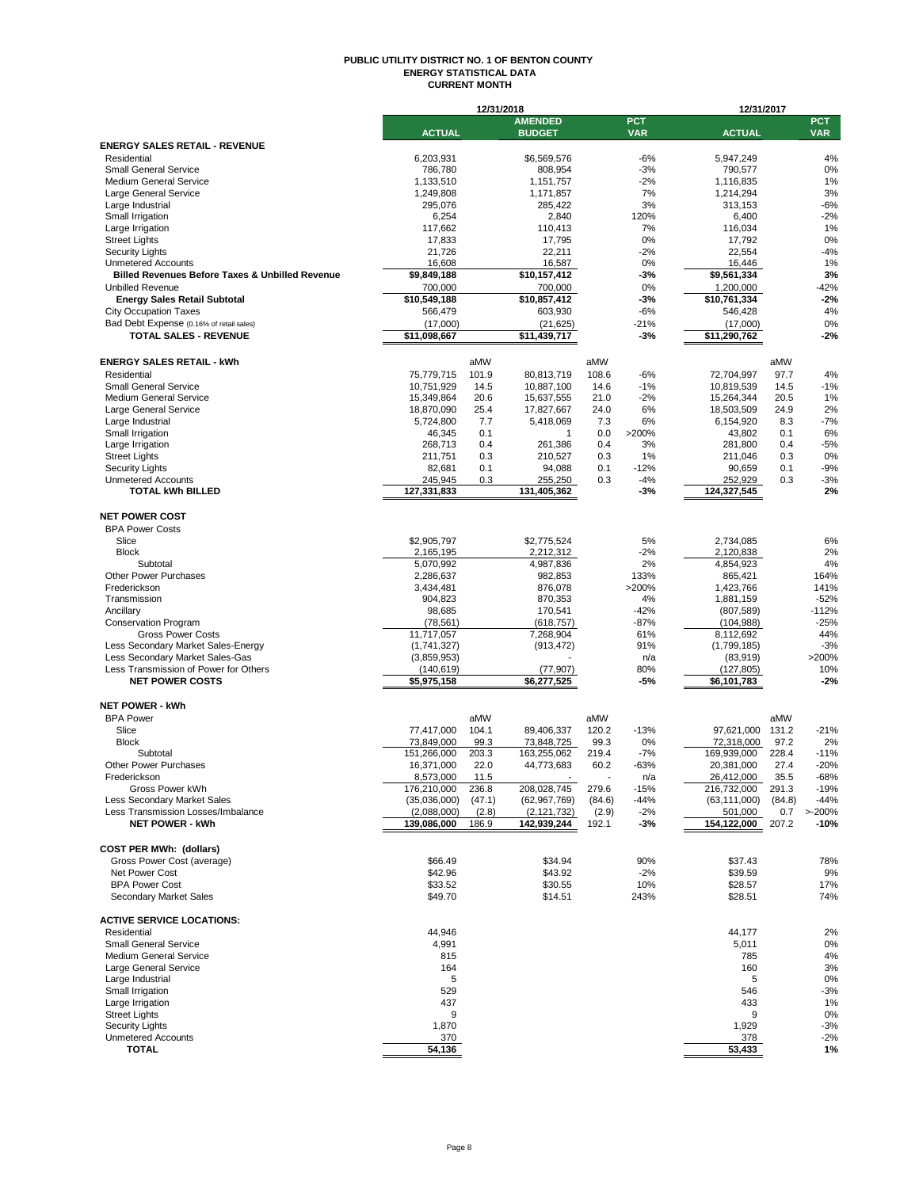# PUBLIC UTILITY DISTRICT NO. 1 OF BENTON COUNTY
## ENERGY STATISTICAL DATA
### CURRENT MONTH

| | 12/31/2018 | | | | | 12/31/2017 | | |
|---|---|---|---|---|---|---|---|---|
| | ACTUAL | | AMENDED BUDGET | | PCT VAR | ACTUAL | | PCT VAR |
| **ENERGY SALES RETAIL - REVENUE** | | | | | | | | |
| Residential | 6,203,931 | | $6,569,576 | | -6% | 5,947,249 | | 4% |
| Small General Service | 786,780 | | 808,954 | | -3% | 790,577 | | 0% |
| Medium General Service | 1,133,510 | | 1,151,757 | | -2% | 1,116,835 | | 1% |
| Large General Service | 1,249,808 | | 1,171,857 | | 7% | 1,214,294 | | 3% |
| Large Industrial | 295,076 | | 285,422 | | 3% | 313,153 | | -6% |
| Small Irrigation | 6,254 | | 2,840 | | 120% | 6,400 | | -2% |
| Large Irrigation | 117,662 | | 110,413 | | 7% | 116,034 | | 1% |
| Street Lights | 17,833 | | 17,795 | | 0% | 17,792 | | 0% |
| Security Lights | 21,726 | | 22,211 | | -2% | 22,554 | | -4% |
| Unmetered Accounts | 16,608 | | 16,587 | | 0% | 16,446 | | 1% |
| **Billed Revenues Before Taxes & Unbilled Revenue** | **$9,849,188** | | **$10,157,412** | | **-3%** | **$9,561,334** | | **3%** |
| Unbilled Revenue | 700,000 | | 700,000 | | 0% | 1,200,000 | | -42% |
| **Energy Sales Retail Subtotal** | **$10,549,188** | | **$10,857,412** | | **-3%** | **$10,761,334** | | **-2%** |
| City Occupation Taxes | 566,479 | | 603,930 | | -6% | 546,428 | | 4% |
| Bad Debt Expense (0.16% of retail sales) | (17,000) | | (21,625) | | -21% | (17,000) | | 0% |
| **TOTAL SALES - REVENUE** | **$11,098,667** | | **$11,439,717** | | **-3%** | **$11,290,762** | | **-2%** |
| | | | | | | | | |
| **ENERGY SALES RETAIL - kWh** | | aMW | | aMW | | | aMW | |
| Residential | 75,779,715 | 101.9 | 80,813,719 | 108.6 | -6% | 72,704,997 | 97.7 | 4% |
| Small General Service | 10,751,929 | 14.5 | 10,887,100 | 14.6 | -1% | 10,819,539 | 14.5 | -1% |
| Medium General Service | 15,349,864 | 20.6 | 15,637,555 | 21.0 | -2% | 15,264,344 | 20.5 | 1% |
| Large General Service | 18,870,090 | 25.4 | 17,827,667 | 24.0 | 6% | 18,503,509 | 24.9 | 2% |
| Large Industrial | 5,724,800 | 7.7 | 5,418,069 | 7.3 | 6% | 6,154,920 | 8.3 | -7% |
| Small Irrigation | 46,345 | 0.1 | 1 | 0.0 | >200% | 43,802 | 0.1 | 6% |
| Large Irrigation | 268,713 | 0.4 | 261,386 | 0.4 | 3% | 281,800 | 0.4 | -5% |
| Street Lights | 211,751 | 0.3 | 210,527 | 0.3 | 1% | 211,046 | 0.3 | 0% |
| Security Lights | 82,681 | 0.1 | 94,088 | 0.1 | -12% | 90,659 | 0.1 | -9% |
| Unmetered Accounts | 245,945 | 0.3 | 255,250 | 0.3 | -4% | 252,929 | 0.3 | -3% |
| **TOTAL kWh BILLED** | **127,331,833** | | **131,405,362** | | **-3%** | **124,327,545** | | **2%** |
| | | | | | | | | |
| **NET POWER COST** | | | | | | | | |
| BPA Power Costs | | | | | | | | |
| Slice | $2,905,797 | | $2,775,524 | | 5% | 2,734,085 | | 6% |
| Block | 2,165,195 | | 2,212,312 | | -2% | 2,120,838 | | 2% |
| Subtotal | 5,070,992 | | 4,987,836 | | 2% | 4,854,923 | | 4% |
| Other Power Purchases | 2,286,637 | | 982,853 | | 133% | 865,421 | | 164% |
| Frederickson | 3,434,481 | | 876,078 | | >200% | 1,423,766 | | 141% |
| Transmission | 904,823 | | 870,353 | | 4% | 1,881,159 | | -52% |
| Ancillary | 98,685 | | 170,541 | | -42% | (807,589) | | -112% |
| Conservation Program | (78,561) | | (618,757) | | -87% | (104,988) | | -25% |
| Gross Power Costs | 11,717,057 | | 7,268,904 | | 61% | 8,112,692 | | 44% |
| Less Secondary Market Sales-Energy | (1,741,327) | | (913,472) | | 91% | (1,799,185) | | -3% |
| Less Secondary Market Sales-Gas | (3,859,953) | | - | | n/a | (83,919) | | >200% |
| Less Transmission of Power for Others | (140,619) | | (77,907) | | 80% | (127,805) | | 10% |
| **NET POWER COSTS** | **$5,975,158** | | **$6,277,525** | | **-5%** | **$6,101,783** | | **-2%** |
| | | | | | | | | |
| **NET POWER - kWh** | | | | | | | | |
| BPA Power | | aMW | | aMW | | | aMW | |
| Slice | 77,417,000 | 104.1 | 89,406,337 | 120.2 | -13% | 97,621,000 | 131.2 | -21% |
| Block | 73,849,000 | 99.3 | 73,848,725 | 99.3 | 0% | 72,318,000 | 97.2 | 2% |
| Subtotal | 151,266,000 | 203.3 | 163,255,062 | 219.4 | -7% | 169,939,000 | 228.4 | -11% |
| Other Power Purchases | 16,371,000 | 22.0 | 44,773,683 | 60.2 | -63% | 20,381,000 | 27.4 | -20% |
| Frederickson | 8,573,000 | 11.5 | - | - | n/a | 26,412,000 | 35.5 | -68% |
| Gross Power kWh | 176,210,000 | 236.8 | 208,028,745 | 279.6 | -15% | 216,732,000 | 291.3 | -19% |
| Less Secondary Market Sales | (35,036,000) | (47.1) | (62,967,769) | (84.6) | -44% | (63,111,000) | (84.8) | -44% |
| Less Transmission Losses/Imbalance | (2,088,000) | (2.8) | (2,121,732) | (2.9) | -2% | 501,000 | 0.7 | >-200% |
| **NET POWER - kWh** | **139,086,000** | **186.9** | **142,939,244** | **192.1** | **-3%** | **154,122,000** | **207.2** | **-10%** |
| | | | | | | | | |
| **COST PER MWh: (dollars)** | | | | | | | | |
| Gross Power Cost (average) | $66.49 | | $34.94 | | 90% | $37.43 | | 78% |
| Net Power Cost | $42.96 | | $43.92 | | -2% | $39.59 | | 9% |
| BPA Power Cost | $33.52 | | $30.55 | | 10% | $28.57 | | 17% |
| Secondary Market Sales | $49.70 | | $14.51 | | 243% | $28.51 | | 74% |
| | | | | | | | | |
| **ACTIVE SERVICE LOCATIONS:** | | | | | | | | |
| Residential | 44,946 | | | | | 44,177 | | 2% |
| Small General Service | 4,991 | | | | | 5,011 | | 0% |
| Medium General Service | 815 | | | | | 785 | | 4% |
| Large General Service | 164 | | | | | 160 | | 3% |
| Large Industrial | 5 | | | | | 5 | | 0% |
| Small Irrigation | 529 | | | | | 546 | | -3% |
| Large Irrigation | 437 | | | | | 433 | | 1% |
| Street Lights | 9 | | | | | 9 | | 0% |
| Security Lights | 1,870 | | | | | 1,929 | | -3% |
| Unmetered Accounts | 370 | | | | | 378 | | -2% |
| **TOTAL** | **54,136** | | | | | **53,433** | | **1%** |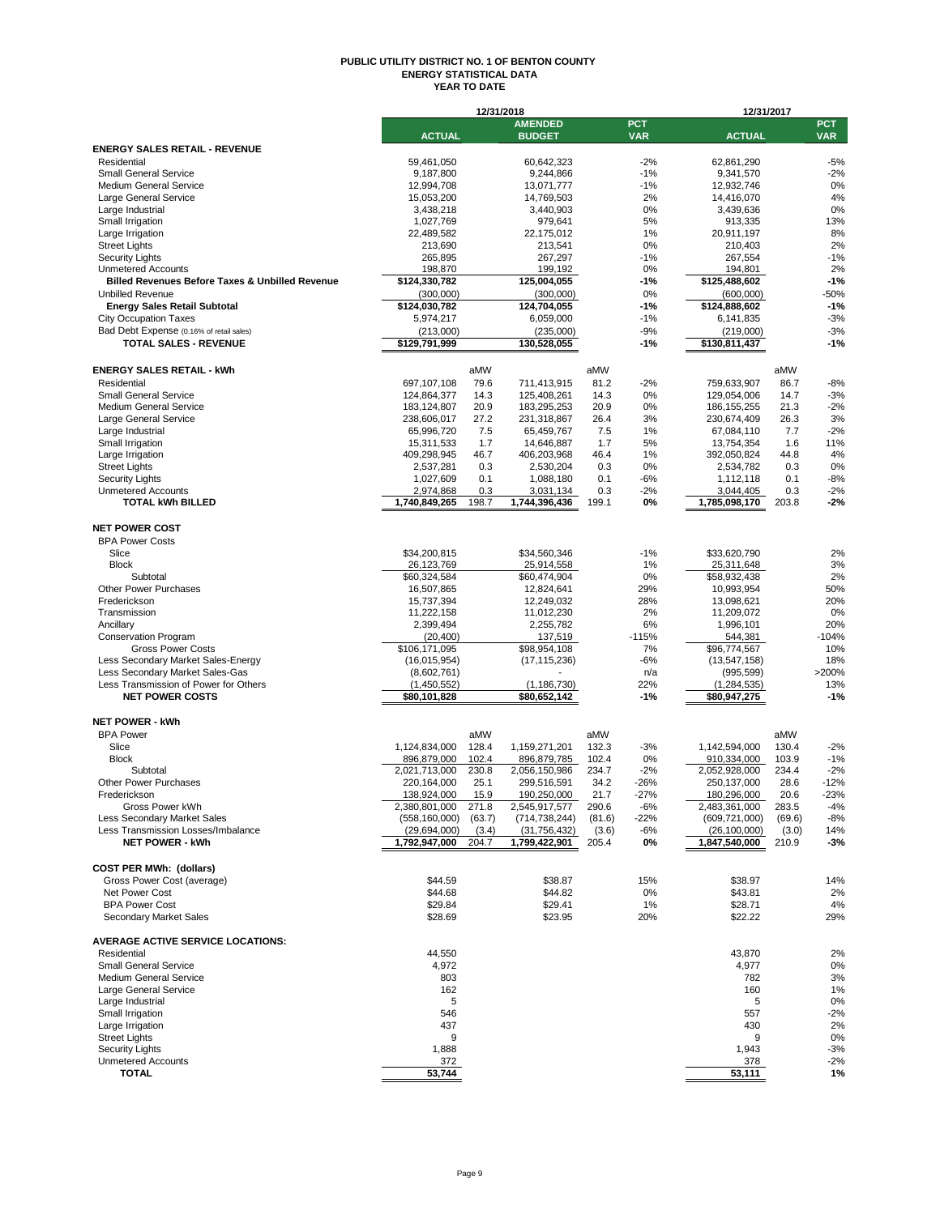# PUBLIC UTILITY DISTRICT NO. 1 OF BENTON COUNTY
## ENERGY STATISTICAL DATA
### YEAR TO DATE

| | 12/31/2018 | | | | | 12/31/2017 | | |
|---|---|---|---|---|---|---|---|---|
| | ACTUAL | | AMENDED BUDGET | | PCT VAR | ACTUAL | | PCT VAR |
| **ENERGY SALES RETAIL - REVENUE** | | | | | | | | |
| Residential | 59,461,050 | | 60,642,323 | | -2% | 62,861,290 | | -5% |
| Small General Service | 9,187,800 | | 9,244,866 | | -1% | 9,341,570 | | -2% |
| Medium General Service | 12,994,708 | | 13,071,777 | | -1% | 12,932,746 | | 0% |
| Large General Service | 15,053,200 | | 14,769,503 | | 2% | 14,416,070 | | 4% |
| Large Industrial | 3,438,218 | | 3,440,903 | | 0% | 3,439,636 | | 0% |
| Small Irrigation | 1,027,769 | | 979,641 | | 5% | 913,335 | | 13% |
| Large Irrigation | 22,489,582 | | 22,175,012 | | 1% | 20,911,197 | | 8% |
| Street Lights | 213,690 | | 213,541 | | 0% | 210,403 | | 2% |
| Security Lights | 265,895 | | 267,297 | | -1% | 267,554 | | -1% |
| Unmetered Accounts | 198,870 | | 199,192 | | 0% | 194,801 | | 2% |
| **Billed Revenues Before Taxes & Unbilled Revenue** | **$124,330,782** | | **125,004,055** | | **-1%** | **$125,488,602** | | **-1%** |
| Unbilled Revenue | (300,000) | | (300,000) | | 0% | (600,000) | | -50% |
| **Energy Sales Retail Subtotal** | **$124,030,782** | | **124,704,055** | | **-1%** | **$124,888,602** | | **-1%** |
| City Occupation Taxes | 5,974,217 | | 6,059,000 | | -1% | 6,141,835 | | -3% |
| Bad Debt Expense (0.16% of retail sales) | (213,000) | | (235,000) | | -9% | (219,000) | | -3% |
| **TOTAL SALES - REVENUE** | **$129,791,999** | | **130,528,055** | | **-1%** | **$130,811,437** | | **-1%** |
| | | | | | | | | |
| **ENERGY SALES RETAIL - kWh** | | aMW | | aMW | | | aMW | |
| Residential | 697,107,108 | 79.6 | 711,413,915 | 81.2 | -2% | 759,633,907 | 86.7 | -8% |
| Small General Service | 124,864,377 | 14.3 | 125,408,261 | 14.3 | 0% | 129,054,006 | 14.7 | -3% |
| Medium General Service | 183,124,807 | 20.9 | 183,295,253 | 20.9 | 0% | 186,155,255 | 21.3 | -2% |
| Large General Service | 238,606,017 | 27.2 | 231,318,867 | 26.4 | 3% | 230,674,409 | 26.3 | 3% |
| Large Industrial | 65,996,720 | 7.5 | 65,459,767 | 7.5 | 1% | 67,084,110 | 7.7 | -2% |
| Small Irrigation | 15,311,533 | 1.7 | 14,646,887 | 1.7 | 5% | 13,754,354 | 1.6 | 11% |
| Large Irrigation | 409,298,945 | 46.7 | 406,203,968 | 46.4 | 1% | 392,050,824 | 44.8 | 4% |
| Street Lights | 2,537,281 | 0.3 | 2,530,204 | 0.3 | 0% | 2,534,782 | 0.3 | 0% |
| Security Lights | 1,027,609 | 0.1 | 1,088,180 | 0.1 | -6% | 1,112,118 | 0.1 | -8% |
| Unmetered Accounts | 2,974,868 | 0.3 | 3,031,134 | 0.3 | -2% | 3,044,405 | 0.3 | -2% |
| **TOTAL kWh BILLED** | **1,740,849,265** | **198.7** | **1,744,396,436** | **199.1** | **0%** | **1,785,098,170** | **203.8** | **-2%** |
| | | | | | | | | |
| **NET POWER COST** | | | | | | | | |
| BPA Power Costs | | | | | | | | |
| Slice | $34,200,815 | | $34,560,346 | | -1% | $33,620,790 | | 2% |
| Block | 26,123,769 | | 25,914,558 | | 1% | 25,311,648 | | 3% |
| Subtotal | $60,324,584 | | $60,474,904 | | 0% | $58,932,438 | | 2% |
| Other Power Purchases | 16,507,865 | | 12,824,641 | | 29% | 10,993,954 | | 50% |
| Frederickson | 15,737,394 | | 12,249,032 | | 28% | 13,098,621 | | 20% |
| Transmission | 11,222,158 | | 11,012,230 | | 2% | 11,209,072 | | 0% |
| Ancillary | 2,399,494 | | 2,255,782 | | 6% | 1,996,101 | | 20% |
| Conservation Program | (20,400) | | 137,519 | | -115% | 544,381 | | -104% |
| Gross Power Costs | $106,171,095 | | $98,954,108 | | 7% | $96,774,567 | | 10% |
| Less Secondary Market Sales-Energy | (16,015,954) | | (17,115,236) | | -6% | (13,547,158) | | 18% |
| Less Secondary Market Sales-Gas | (8,602,761) | | - | | n/a | (995,599) | | >200% |
| Less Transmission of Power for Others | (1,450,552) | | (1,186,730) | | 22% | (1,284,535) | | 13% |
| **NET POWER COSTS** | **$80,101,828** | | **$80,652,142** | | **-1%** | **$80,947,275** | | **-1%** |
| | | | | | | | | |
| **NET POWER - kWh** | | | | | | | | |
| BPA Power | | aMW | | aMW | | | aMW | |
| Slice | 1,124,834,000 | 128.4 | 1,159,271,201 | 132.3 | -3% | 1,142,594,000 | 130.4 | -2% |
| Block | 896,879,000 | 102.4 | 896,879,785 | 102.4 | 0% | 910,334,000 | 103.9 | -1% |
| Subtotal | 2,021,713,000 | 230.8 | 2,056,150,986 | 234.7 | -2% | 2,052,928,000 | 234.4 | -2% |
| Other Power Purchases | 220,164,000 | 25.1 | 299,516,591 | 34.2 | -26% | 250,137,000 | 28.6 | -12% |
| Frederickson | 138,924,000 | 15.9 | 190,250,000 | 21.7 | -27% | 180,296,000 | 20.6 | -23% |
| Gross Power kWh | 2,380,801,000 | 271.8 | 2,545,917,577 | 290.6 | -6% | 2,483,361,000 | 283.5 | -4% |
| Less Secondary Market Sales | (558,160,000) | (63.7) | (714,738,244) | (81.6) | -22% | (609,721,000) | (69.6) | -8% |
| Less Transmission Losses/Imbalance | (29,694,000) | (3.4) | (31,756,432) | (3.6) | -6% | (26,100,000) | (3.0) | 14% |
| **NET POWER - kWh** | **1,792,947,000** | **204.7** | **1,799,422,901** | **205.4** | **0%** | **1,847,540,000** | **210.9** | **-3%** |
| | | | | | | | | |
| **COST PER MWh: (dollars)** | | | | | | | | |
| Gross Power Cost (average) | $44.59 | | $38.87 | | 15% | $38.97 | | 14% |
| Net Power Cost | $44.68 | | $44.82 | | 0% | $43.81 | | 2% |
| BPA Power Cost | $29.84 | | $29.41 | | 1% | $28.71 | | 4% |
| Secondary Market Sales | $28.69 | | $23.95 | | 20% | $22.22 | | 29% |
| | | | | | | | | |
| **AVERAGE ACTIVE SERVICE LOCATIONS:** | | | | | | | | |
| Residential | 44,550 | | | | | 43,870 | | 2% |
| Small General Service | 4,972 | | | | | 4,977 | | 0% |
| Medium General Service | 803 | | | | | 782 | | 3% |
| Large General Service | 162 | | | | | 160 | | 1% |
| Large Industrial | 5 | | | | | 5 | | 0% |
| Small Irrigation | 546 | | | | | 557 | | -2% |
| Large Irrigation | 437 | | | | | 430 | | 2% |
| Street Lights | 9 | | | | | 9 | | 0% |
| Security Lights | 1,888 | | | | | 1,943 | | -3% |
| Unmetered Accounts | 372 | | | | | 378 | | -2% |
| **TOTAL** | **53,744** | | | | | **53,111** | | **1%** |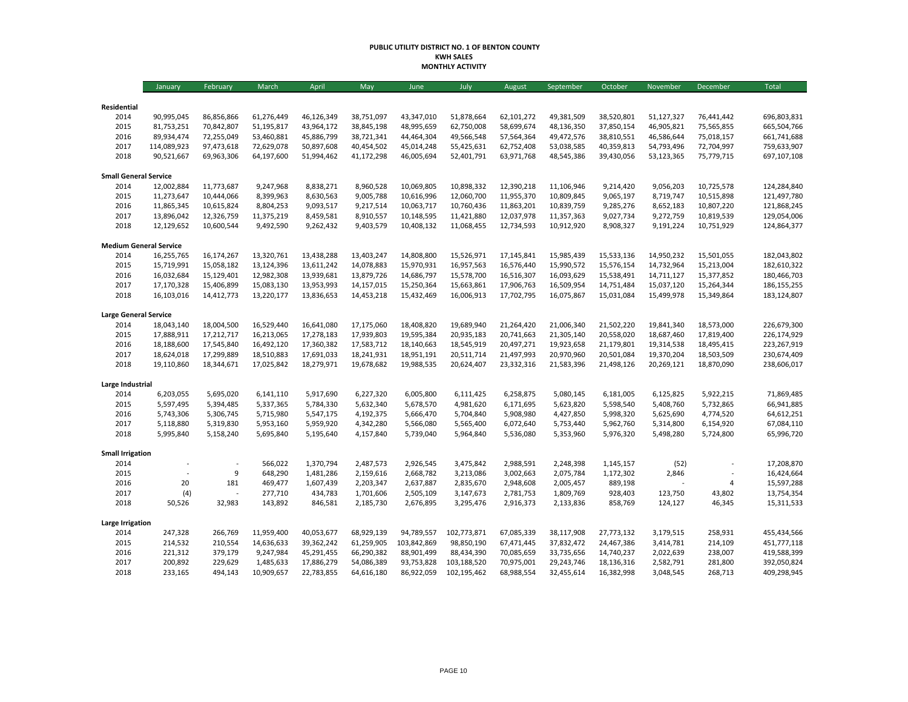**PUBLIC UTILITY DISTRICT NO. 1 OF BENTON COUNTY**
**KWH SALES**
**MONTHLY ACTIVITY**

| | January | February | March | April | May | June | July | August | September | October | November | December | Total |
|---|---|---|---|---|---|---|---|---|---|---|---|---|---|
| **Residential** | | | | | | | | | | | | | |
| 2014 | 90,995,045 | 86,856,866 | 61,276,449 | 46,126,349 | 38,751,097 | 43,347,010 | 51,878,664 | 62,101,272 | 49,381,509 | 38,520,801 | 51,127,327 | 76,441,442 | 696,803,831 |
| 2015 | 81,753,251 | 70,842,807 | 51,195,817 | 43,964,172 | 38,845,198 | 48,995,659 | 62,750,008 | 58,699,674 | 48,136,350 | 37,850,154 | 46,905,821 | 75,565,855 | 665,504,766 |
| 2016 | 89,934,474 | 72,255,049 | 53,460,881 | 45,886,799 | 38,721,341 | 44,464,304 | 49,566,548 | 57,564,364 | 49,472,576 | 38,810,551 | 46,586,644 | 75,018,157 | 661,741,688 |
| 2017 | 114,089,923 | 97,473,618 | 72,629,078 | 50,897,608 | 40,454,502 | 45,014,248 | 55,425,631 | 62,752,408 | 53,038,585 | 40,359,813 | 54,793,496 | 72,704,997 | 759,633,907 |
| 2018 | 90,521,667 | 69,963,306 | 64,197,600 | 51,994,462 | 41,172,298 | 46,005,694 | 52,401,791 | 63,971,768 | 48,545,386 | 39,430,056 | 53,123,365 | 75,779,715 | 697,107,108 |
| **Small General Service** | | | | | | | | | | | | | |
| 2014 | 12,002,884 | 11,773,687 | 9,247,968 | 8,838,271 | 8,960,528 | 10,069,805 | 10,898,332 | 12,390,218 | 11,106,946 | 9,214,420 | 9,056,203 | 10,725,578 | 124,284,840 |
| 2015 | 11,273,647 | 10,444,066 | 8,399,963 | 8,630,563 | 9,005,788 | 10,616,996 | 12,060,700 | 11,955,370 | 10,809,845 | 9,065,197 | 8,719,747 | 10,515,898 | 121,497,780 |
| 2016 | 11,865,345 | 10,615,824 | 8,804,253 | 9,093,517 | 9,217,514 | 10,063,717 | 10,760,436 | 11,863,201 | 10,839,759 | 9,285,276 | 8,652,183 | 10,807,220 | 121,868,245 |
| 2017 | 13,896,042 | 12,326,759 | 11,375,219 | 8,459,581 | 8,910,557 | 10,148,595 | 11,421,880 | 12,037,978 | 11,357,363 | 9,027,734 | 9,272,759 | 10,819,539 | 129,054,006 |
| 2018 | 12,129,652 | 10,600,544 | 9,492,590 | 9,262,432 | 9,403,579 | 10,408,132 | 11,068,455 | 12,734,593 | 10,912,920 | 8,908,327 | 9,191,224 | 10,751,929 | 124,864,377 |
| **Medium General Service** | | | | | | | | | | | | | |
| 2014 | 16,255,765 | 16,174,267 | 13,320,761 | 13,438,288 | 13,403,247 | 14,808,800 | 15,526,971 | 17,145,841 | 15,985,439 | 15,533,136 | 14,950,232 | 15,501,055 | 182,043,802 |
| 2015 | 15,719,991 | 15,058,182 | 13,124,396 | 13,611,242 | 14,078,883 | 15,970,931 | 16,957,563 | 16,576,440 | 15,990,572 | 15,576,154 | 14,732,964 | 15,213,004 | 182,610,322 |
| 2016 | 16,032,684 | 15,129,401 | 12,982,308 | 13,939,681 | 13,879,726 | 14,686,797 | 15,578,700 | 16,516,307 | 16,093,629 | 15,538,491 | 14,711,127 | 15,377,852 | 180,466,703 |
| 2017 | 17,170,328 | 15,406,899 | 15,083,130 | 13,953,993 | 14,157,015 | 15,250,364 | 15,663,861 | 17,906,763 | 16,509,954 | 14,751,484 | 15,037,120 | 15,264,344 | 186,155,255 |
| 2018 | 16,103,016 | 14,412,773 | 13,220,177 | 13,836,653 | 14,453,218 | 15,432,469 | 16,006,913 | 17,702,795 | 16,075,867 | 15,031,084 | 15,499,978 | 15,349,864 | 183,124,807 |
| **Large General Service** | | | | | | | | | | | | | |
| 2014 | 18,043,140 | 18,004,500 | 16,529,440 | 16,641,080 | 17,175,060 | 18,408,820 | 19,689,940 | 21,264,420 | 21,006,340 | 21,502,220 | 19,841,340 | 18,573,000 | 226,679,300 |
| 2015 | 17,888,911 | 17,212,717 | 16,213,065 | 17,278,183 | 17,939,803 | 19,595,384 | 20,935,183 | 20,741,663 | 21,305,140 | 20,558,020 | 18,687,460 | 17,819,400 | 226,174,929 |
| 2016 | 18,188,600 | 17,545,840 | 16,492,120 | 17,360,382 | 17,583,712 | 18,140,663 | 18,545,919 | 20,497,271 | 19,923,658 | 21,179,801 | 19,314,538 | 18,495,415 | 223,267,919 |
| 2017 | 18,624,018 | 17,299,889 | 18,510,883 | 17,691,033 | 18,241,931 | 18,951,191 | 20,511,714 | 21,497,993 | 20,970,960 | 20,501,084 | 19,370,204 | 18,503,509 | 230,674,409 |
| 2018 | 19,110,860 | 18,344,671 | 17,025,842 | 18,279,971 | 19,678,682 | 19,988,535 | 20,624,407 | 23,332,316 | 21,583,396 | 21,498,126 | 20,269,121 | 18,870,090 | 238,606,017 |
| **Large Industrial** | | | | | | | | | | | | | |
| 2014 | 6,203,055 | 5,695,020 | 6,141,110 | 5,917,690 | 6,227,320 | 6,005,800 | 6,111,425 | 6,258,875 | 5,080,145 | 6,181,005 | 6,125,825 | 5,922,215 | 71,869,485 |
| 2015 | 5,597,495 | 5,394,485 | 5,337,365 | 5,784,330 | 5,632,340 | 5,678,570 | 4,981,620 | 6,171,695 | 5,623,820 | 5,598,540 | 5,408,760 | 5,732,865 | 66,941,885 |
| 2016 | 5,743,306 | 5,306,745 | 5,715,980 | 5,547,175 | 4,192,375 | 5,666,470 | 5,704,840 | 5,908,980 | 4,427,850 | 5,998,320 | 5,625,690 | 4,774,520 | 64,612,251 |
| 2017 | 5,118,880 | 5,319,830 | 5,953,160 | 5,959,920 | 4,342,280 | 5,566,080 | 5,565,400 | 6,072,640 | 5,753,440 | 5,962,760 | 5,314,800 | 6,154,920 | 67,084,110 |
| 2018 | 5,995,840 | 5,158,240 | 5,695,840 | 5,195,640 | 4,157,840 | 5,739,040 | 5,964,840 | 5,536,080 | 5,353,960 | 5,976,320 | 5,498,280 | 5,724,800 | 65,996,720 |
| **Small Irrigation** | | | | | | | | | | | | | |
| 2014 | - | - | 566,022 | 1,370,794 | 2,487,573 | 2,926,545 | 3,475,842 | 2,988,591 | 2,248,398 | 1,145,157 | (52) | - | 17,208,870 |
| 2015 | - | 9 | 648,290 | 1,481,286 | 2,159,616 | 2,668,782 | 3,213,086 | 3,002,663 | 2,075,784 | 1,172,302 | 2,846 | - | 16,424,664 |
| 2016 | 20 | 181 | 469,477 | 1,607,439 | 2,203,347 | 2,637,887 | 2,835,670 | 2,948,608 | 2,005,457 | 889,198 | - | 4 | 15,597,288 |
| 2017 | (4) | - | 277,710 | 434,783 | 1,701,606 | 2,505,109 | 3,147,673 | 2,781,753 | 1,809,769 | 928,403 | 123,750 | 43,802 | 13,754,354 |
| 2018 | 50,526 | 32,983 | 143,892 | 846,581 | 2,185,730 | 2,676,895 | 3,295,476 | 2,916,373 | 2,133,836 | 858,769 | 124,127 | 46,345 | 15,311,533 |
| **Large Irrigation** | | | | | | | | | | | | | |
| 2014 | 247,328 | 266,769 | 11,959,400 | 40,053,677 | 68,929,139 | 94,789,557 | 102,773,871 | 67,085,339 | 38,117,908 | 27,773,132 | 3,179,515 | 258,931 | 455,434,566 |
| 2015 | 214,532 | 210,554 | 14,636,633 | 39,362,242 | 61,259,905 | 103,842,869 | 98,850,190 | 67,471,445 | 37,832,472 | 24,467,386 | 3,414,781 | 214,109 | 451,777,118 |
| 2016 | 221,312 | 379,179 | 9,247,984 | 45,291,455 | 66,290,382 | 88,901,499 | 88,434,390 | 70,085,659 | 33,735,656 | 14,740,237 | 2,022,639 | 238,007 | 419,588,399 |
| 2017 | 200,892 | 229,629 | 1,485,633 | 17,886,279 | 54,086,389 | 93,753,828 | 103,188,520 | 70,975,001 | 29,243,746 | 18,136,316 | 2,582,791 | 281,800 | 392,050,824 |
| 2018 | 233,165 | 494,143 | 10,909,657 | 22,783,855 | 64,616,180 | 86,922,059 | 102,195,462 | 68,988,554 | 32,455,614 | 16,382,998 | 3,048,545 | 268,713 | 409,298,945 |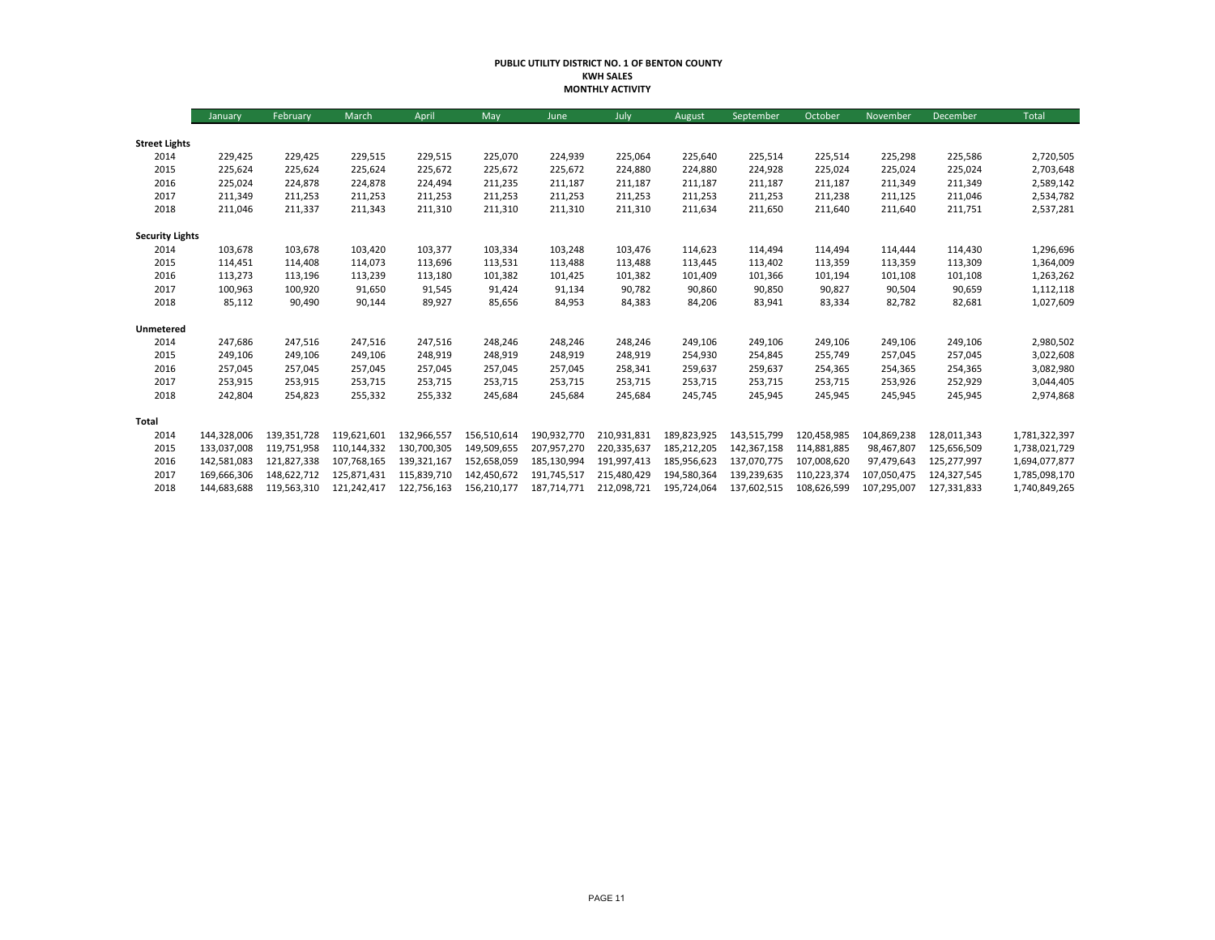**PUBLIC UTILITY DISTRICT NO. 1 OF BENTON COUNTY**
**KWH SALES**
**MONTHLY ACTIVITY**

| | January | February | March | April | May | June | July | August | September | October | November | December | Total |
|---|---|---|---|---|---|---|---|---|---|---|---|---|---|
| **Street Lights** | | | | | | | | | | | | | |
| 2014 | 229,425 | 229,425 | 229,515 | 229,515 | 225,070 | 224,939 | 225,064 | 225,640 | 225,514 | 225,514 | 225,298 | 225,586 | 2,720,505 |
| 2015 | 225,624 | 225,624 | 225,624 | 225,672 | 225,672 | 225,672 | 224,880 | 224,880 | 224,928 | 225,024 | 225,024 | 225,024 | 2,703,648 |
| 2016 | 225,024 | 224,878 | 224,878 | 224,494 | 211,235 | 211,187 | 211,187 | 211,187 | 211,187 | 211,187 | 211,349 | 211,349 | 2,589,142 |
| 2017 | 211,349 | 211,253 | 211,253 | 211,253 | 211,253 | 211,253 | 211,253 | 211,253 | 211,253 | 211,238 | 211,125 | 211,046 | 2,534,782 |
| 2018 | 211,046 | 211,337 | 211,343 | 211,310 | 211,310 | 211,310 | 211,310 | 211,634 | 211,650 | 211,640 | 211,640 | 211,751 | 2,537,281 |
| **Security Lights** | | | | | | | | | | | | | |
| 2014 | 103,678 | 103,678 | 103,420 | 103,377 | 103,334 | 103,248 | 103,476 | 114,623 | 114,494 | 114,494 | 114,444 | 114,430 | 1,296,696 |
| 2015 | 114,451 | 114,408 | 114,073 | 113,696 | 113,531 | 113,488 | 113,488 | 113,445 | 113,402 | 113,359 | 113,359 | 113,309 | 1,364,009 |
| 2016 | 113,273 | 113,196 | 113,239 | 113,180 | 101,382 | 101,425 | 101,382 | 101,409 | 101,366 | 101,194 | 101,108 | 101,108 | 1,263,262 |
| 2017 | 100,963 | 100,920 | 91,650 | 91,545 | 91,424 | 91,134 | 90,782 | 90,860 | 90,850 | 90,827 | 90,504 | 90,659 | 1,112,118 |
| 2018 | 85,112 | 90,490 | 90,144 | 89,927 | 85,656 | 84,953 | 84,383 | 84,206 | 83,941 | 83,334 | 82,782 | 82,681 | 1,027,609 |
| **Unmetered** | | | | | | | | | | | | | |
| 2014 | 247,686 | 247,516 | 247,516 | 247,516 | 248,246 | 248,246 | 248,246 | 249,106 | 249,106 | 249,106 | 249,106 | 249,106 | 2,980,502 |
| 2015 | 249,106 | 249,106 | 249,106 | 248,919 | 248,919 | 248,919 | 248,919 | 254,930 | 254,845 | 255,749 | 257,045 | 257,045 | 3,022,608 |
| 2016 | 257,045 | 257,045 | 257,045 | 257,045 | 257,045 | 257,045 | 258,341 | 259,637 | 259,637 | 254,365 | 254,365 | 254,365 | 3,082,980 |
| 2017 | 253,915 | 253,915 | 253,715 | 253,715 | 253,715 | 253,715 | 253,715 | 253,715 | 253,715 | 253,715 | 253,926 | 252,929 | 3,044,405 |
| 2018 | 242,804 | 254,823 | 255,332 | 255,332 | 245,684 | 245,684 | 245,684 | 245,745 | 245,945 | 245,945 | 245,945 | 245,945 | 2,974,868 |
| **Total** | | | | | | | | | | | | | |
| 2014 | 144,328,006 | 139,351,728 | 119,621,601 | 132,966,557 | 156,510,614 | 190,932,770 | 210,931,831 | 189,823,925 | 143,515,799 | 120,458,985 | 104,869,238 | 128,011,343 | 1,781,322,397 |
| 2015 | 133,037,008 | 119,751,958 | 110,144,332 | 130,700,305 | 149,509,655 | 207,957,270 | 220,335,637 | 185,212,205 | 142,367,158 | 114,881,885 | 98,467,807 | 125,656,509 | 1,738,021,729 |
| 2016 | 142,581,083 | 121,827,338 | 107,768,165 | 139,321,167 | 152,658,059 | 185,130,994 | 191,997,413 | 185,956,623 | 137,070,775 | 107,008,620 | 97,479,643 | 125,277,997 | 1,694,077,877 |
| 2017 | 169,666,306 | 148,622,712 | 125,871,431 | 115,839,710 | 142,450,672 | 191,745,517 | 215,480,429 | 194,580,364 | 139,239,635 | 110,223,374 | 107,050,475 | 124,327,545 | 1,785,098,170 |
| 2018 | 144,683,688 | 119,563,310 | 121,242,417 | 122,756,163 | 156,210,177 | 187,714,771 | 212,098,721 | 195,724,064 | 137,602,515 | 108,626,599 | 107,295,007 | 127,331,833 | 1,740,849,265 |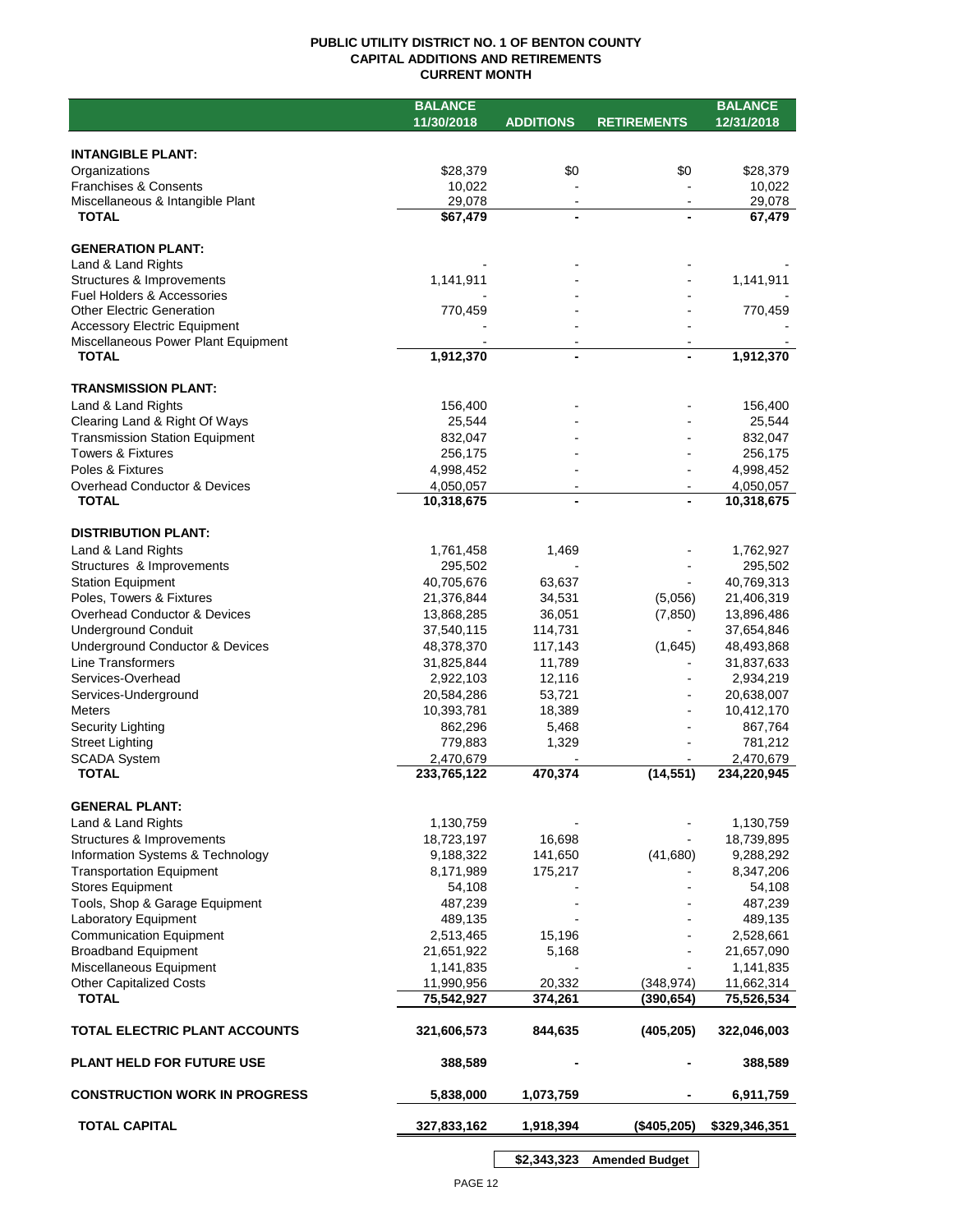**PUBLIC UTILITY DISTRICT NO. 1 OF BENTON COUNTY**
**CAPITAL ADDITIONS AND RETIREMENTS**
**CURRENT MONTH**

| | BALANCE 11/30/2018 | ADDITIONS | RETIREMENTS | BALANCE 12/31/2018 |
|---|---|---|---|---|
| **INTANGIBLE PLANT:** | | | | |
| Organizations | $28,379 | $0 | $0 | $28,379 |
| Franchises & Consents | 10,022 | - | - | 10,022 |
| Miscellaneous & Intangible Plant | 29,078 | - | - | 29,078 |
| **TOTAL** | **$67,479** | **-** | **-** | **67,479** |
| **GENERATION PLANT:** | | | | |
| Land & Land Rights | - | - | - | - |
| Structures & Improvements | 1,141,911 | - | - | 1,141,911 |
| Fuel Holders & Accessories | - | - | - | - |
| Other Electric Generation | 770,459 | - | - | 770,459 |
| Accessory Electric Equipment | - | - | - | - |
| Miscellaneous Power Plant Equipment | - | - | - | - |
| **TOTAL** | **1,912,370** | **-** | **-** | **1,912,370** |
| **TRANSMISSION PLANT:** | | | | |
| Land & Land Rights | 156,400 | - | - | 156,400 |
| Clearing Land & Right Of Ways | 25,544 | - | - | 25,544 |
| Transmission Station Equipment | 832,047 | - | - | 832,047 |
| Towers & Fixtures | 256,175 | - | - | 256,175 |
| Poles & Fixtures | 4,998,452 | - | - | 4,998,452 |
| Overhead Conductor & Devices | 4,050,057 | - | - | 4,050,057 |
| **TOTAL** | **10,318,675** | **-** | **-** | **10,318,675** |
| **DISTRIBUTION PLANT:** | | | | |
| Land & Land Rights | 1,761,458 | 1,469 | - | 1,762,927 |
| Structures & Improvements | 295,502 | - | - | 295,502 |
| Station Equipment | 40,705,676 | 63,637 | - | 40,769,313 |
| Poles, Towers & Fixtures | 21,376,844 | 34,531 | (5,056) | 21,406,319 |
| Overhead Conductor & Devices | 13,868,285 | 36,051 | (7,850) | 13,896,486 |
| Underground Conduit | 37,540,115 | 114,731 | - | 37,654,846 |
| Underground Conductor & Devices | 48,378,370 | 117,143 | (1,645) | 48,493,868 |
| Line Transformers | 31,825,844 | 11,789 | - | 31,837,633 |
| Services-Overhead | 2,922,103 | 12,116 | - | 2,934,219 |
| Services-Underground | 20,584,286 | 53,721 | - | 20,638,007 |
| Meters | 10,393,781 | 18,389 | - | 10,412,170 |
| Security Lighting | 862,296 | 5,468 | - | 867,764 |
| Street Lighting | 779,883 | 1,329 | - | 781,212 |
| SCADA System | 2,470,679 | - | - | 2,470,679 |
| **TOTAL** | **233,765,122** | **470,374** | **(14,551)** | **234,220,945** |
| **GENERAL PLANT:** | | | | |
| Land & Land Rights | 1,130,759 | - | - | 1,130,759 |
| Structures & Improvements | 18,723,197 | 16,698 | - | 18,739,895 |
| Information Systems & Technology | 9,188,322 | 141,650 | (41,680) | 9,288,292 |
| Transportation Equipment | 8,171,989 | 175,217 | - | 8,347,206 |
| Stores Equipment | 54,108 | - | - | 54,108 |
| Tools, Shop & Garage Equipment | 487,239 | - | - | 487,239 |
| Laboratory Equipment | 489,135 | - | - | 489,135 |
| Communication Equipment | 2,513,465 | 15,196 | - | 2,528,661 |
| Broadband Equipment | 21,651,922 | 5,168 | - | 21,657,090 |
| Miscellaneous Equipment | 1,141,835 | - | - | 1,141,835 |
| Other Capitalized Costs | 11,990,956 | 20,332 | (348,974) | 11,662,314 |
| **TOTAL** | **75,542,927** | **374,261** | **(390,654)** | **75,526,534** |
| **TOTAL ELECTRIC PLANT ACCOUNTS** | **321,606,573** | **844,635** | **(405,205)** | **322,046,003** |
| **PLANT HELD FOR FUTURE USE** | **388,589** | **-** | **-** | **388,589** |
| **CONSTRUCTION WORK IN PROGRESS** | **5,838,000** | **1,073,759** | **-** | **6,911,759** |
| **TOTAL CAPITAL** | **327,833,162** | **1,918,394** | **($405,205)** | **$329,346,351** |
| | | **$2,343,323** | **Amended Budget** | |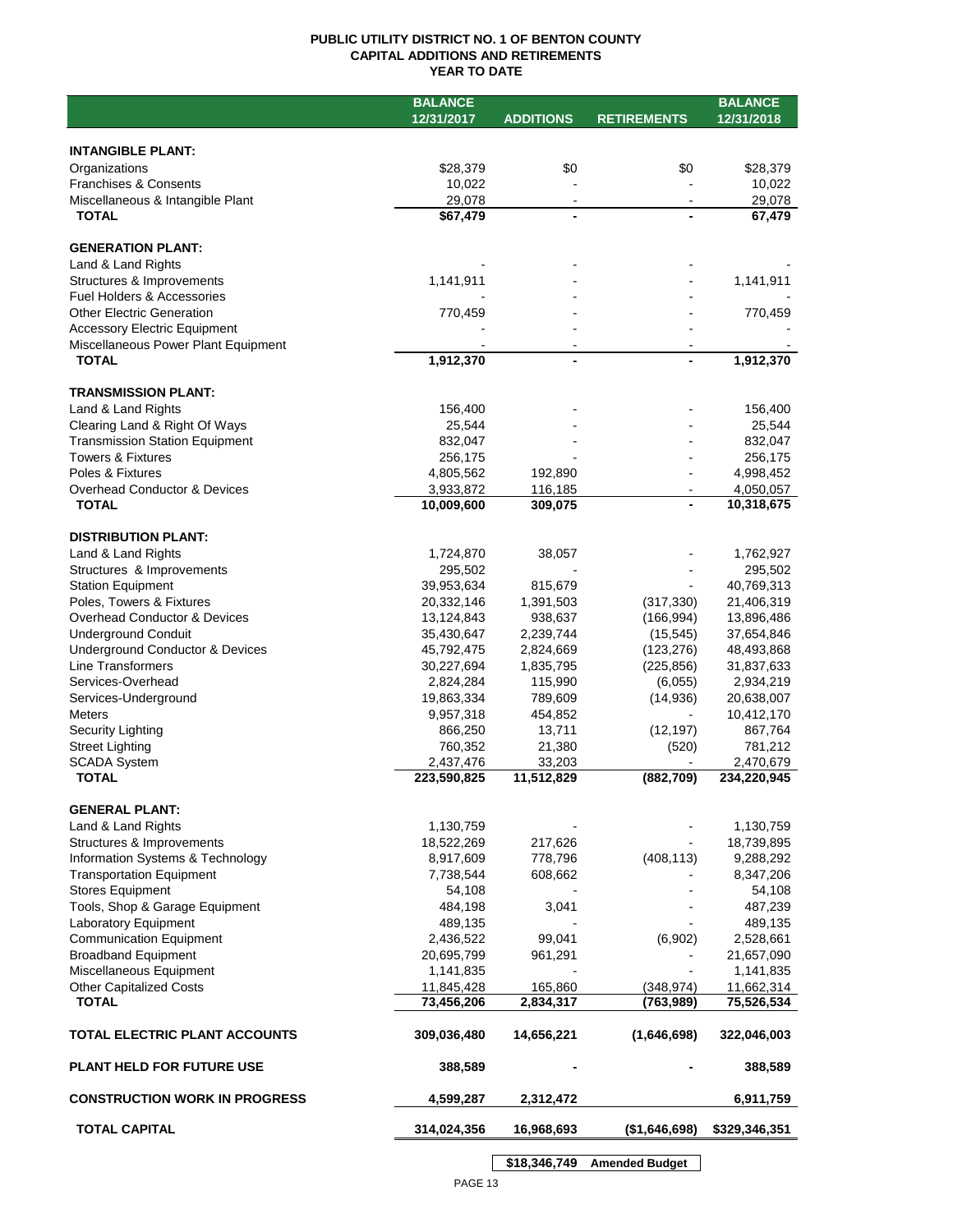# PUBLIC UTILITY DISTRICT NO. 1 OF BENTON COUNTY
## CAPITAL ADDITIONS AND RETIREMENTS
## YEAR TO DATE

| | BALANCE 12/31/2017 | ADDITIONS | RETIREMENTS | BALANCE 12/31/2018 |
|---|---|---|---|---|
| **INTANGIBLE PLANT:** | | | | |
| Organizations | $28,379 | $0 | $0 | $28,379 |
| Franchises & Consents | 10,022 | - | - | 10,022 |
| Miscellaneous & Intangible Plant | 29,078 | - | - | 29,078 |
| **TOTAL** | **$67,479** | **-** | **-** | **67,479** |
| **GENERATION PLANT:** | | | | |
| Land & Land Rights | - | - | - | - |
| Structures & Improvements | 1,141,911 | - | - | 1,141,911 |
| Fuel Holders & Accessories | - | - | - | - |
| Other Electric Generation | 770,459 | - | - | 770,459 |
| Accessory Electric Equipment | - | - | - | - |
| Miscellaneous Power Plant Equipment | - | - | - | - |
| **TOTAL** | **1,912,370** | **-** | **-** | **1,912,370** |
| **TRANSMISSION PLANT:** | | | | |
| Land & Land Rights | 156,400 | - | - | 156,400 |
| Clearing Land & Right Of Ways | 25,544 | - | - | 25,544 |
| Transmission Station Equipment | 832,047 | - | - | 832,047 |
| Towers & Fixtures | 256,175 | - | - | 256,175 |
| Poles & Fixtures | 4,805,562 | 192,890 | - | 4,998,452 |
| Overhead Conductor & Devices | 3,933,872 | 116,185 | - | 4,050,057 |
| **TOTAL** | **10,009,600** | **309,075** | **-** | **10,318,675** |
| **DISTRIBUTION PLANT:** | | | | |
| Land & Land Rights | 1,724,870 | 38,057 | - | 1,762,927 |
| Structures & Improvements | 295,502 | - | - | 295,502 |
| Station Equipment | 39,953,634 | 815,679 | - | 40,769,313 |
| Poles, Towers & Fixtures | 20,332,146 | 1,391,503 | (317,330) | 21,406,319 |
| Overhead Conductor & Devices | 13,124,843 | 938,637 | (166,994) | 13,896,486 |
| Underground Conduit | 35,430,647 | 2,239,744 | (15,545) | 37,654,846 |
| Underground Conductor & Devices | 45,792,475 | 2,824,669 | (123,276) | 48,493,868 |
| Line Transformers | 30,227,694 | 1,835,795 | (225,856) | 31,837,633 |
| Services-Overhead | 2,824,284 | 115,990 | (6,055) | 2,934,219 |
| Services-Underground | 19,863,334 | 789,609 | (14,936) | 20,638,007 |
| Meters | 9,957,318 | 454,852 | - | 10,412,170 |
| Security Lighting | 866,250 | 13,711 | (12,197) | 867,764 |
| Street Lighting | 760,352 | 21,380 | (520) | 781,212 |
| SCADA System | 2,437,476 | 33,203 | - | 2,470,679 |
| **TOTAL** | **223,590,825** | **11,512,829** | **(882,709)** | **234,220,945** |
| **GENERAL PLANT:** | | | | |
| Land & Land Rights | 1,130,759 | - | - | 1,130,759 |
| Structures & Improvements | 18,522,269 | 217,626 | - | 18,739,895 |
| Information Systems & Technology | 8,917,609 | 778,796 | (408,113) | 9,288,292 |
| Transportation Equipment | 7,738,544 | 608,662 | - | 8,347,206 |
| Stores Equipment | 54,108 | - | - | 54,108 |
| Tools, Shop & Garage Equipment | 484,198 | 3,041 | - | 487,239 |
| Laboratory Equipment | 489,135 | - | - | 489,135 |
| Communication Equipment | 2,436,522 | 99,041 | (6,902) | 2,528,661 |
| Broadband Equipment | 20,695,799 | 961,291 | - | 21,657,090 |
| Miscellaneous Equipment | 1,141,835 | - | - | 1,141,835 |
| Other Capitalized Costs | 11,845,428 | 165,860 | (348,974) | 11,662,314 |
| **TOTAL** | **73,456,206** | **2,834,317** | **(763,989)** | **75,526,534** |
| **TOTAL ELECTRIC PLANT ACCOUNTS** | **309,036,480** | **14,656,221** | **(1,646,698)** | **322,046,003** |
| **PLANT HELD FOR FUTURE USE** | **388,589** | **-** | **-** | **388,589** |
| **CONSTRUCTION WORK IN PROGRESS** | **4,599,287** | **2,312,472** | | **6,911,759** |
| **TOTAL CAPITAL** | **314,024,356** | **16,968,693** | **($1,646,698)** | **$329,346,351** |

**$18,346,749 Amended Budget**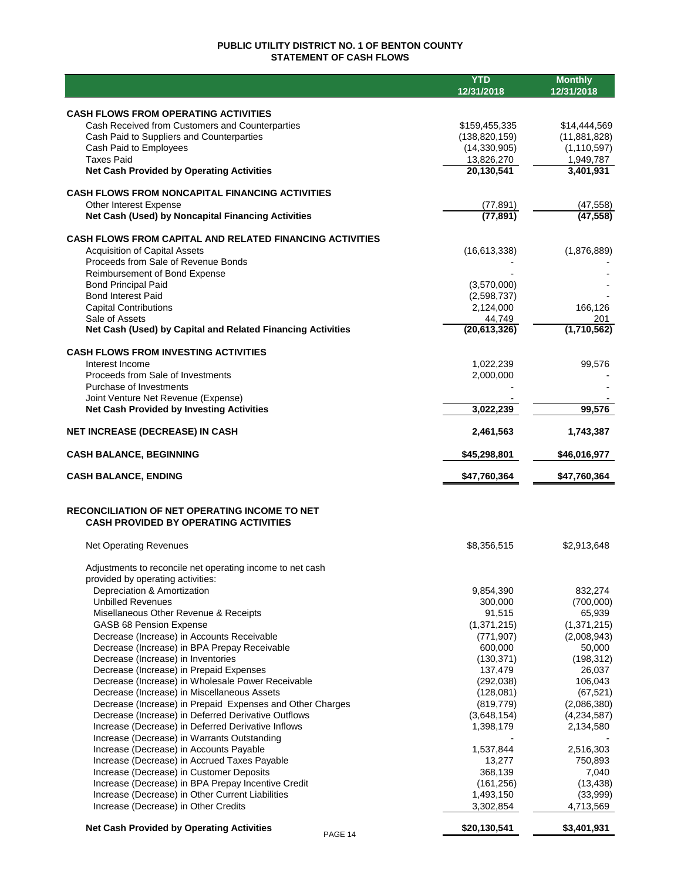# PUBLIC UTILITY DISTRICT NO. 1 OF BENTON COUNTY
## STATEMENT OF CASH FLOWS

| | YTD 12/31/2018 | Monthly 12/31/2018 |
|---|---|---|
| **CASH FLOWS FROM OPERATING ACTIVITIES** | | |
| Cash Received from Customers and Counterparties | $159,455,335 | $14,444,569 |
| Cash Paid to Suppliers and Counterparties | (138,820,159) | (11,881,828) |
| Cash Paid to Employees | (14,330,905) | (1,110,597) |
| Taxes Paid | 13,826,270 | 1,949,787 |
| **Net Cash Provided by Operating Activities** | **20,130,541** | **3,401,931** |
| **CASH FLOWS FROM NONCAPITAL FINANCING ACTIVITIES** | | |
| Other Interest Expense | (77,891) | (47,558) |
| **Net Cash (Used) by Noncapital Financing Activities** | **(77,891)** | **(47,558)** |
| **CASH FLOWS FROM CAPITAL AND RELATED FINANCING ACTIVITIES** | | |
| Acquisition of Capital Assets | (16,613,338) | (1,876,889) |
| Proceeds from Sale of Revenue Bonds | - | - |
| Reimbursement of Bond Expense | - | - |
| Bond Principal Paid | (3,570,000) | - |
| Bond Interest Paid | (2,598,737) | - |
| Capital Contributions | 2,124,000 | 166,126 |
| Sale of Assets | 44,749 | 201 |
| **Net Cash (Used) by Capital and Related Financing Activities** | **(20,613,326)** | **(1,710,562)** |
| **CASH FLOWS FROM INVESTING ACTIVITIES** | | |
| Interest Income | 1,022,239 | 99,576 |
| Proceeds from Sale of Investments | 2,000,000 | - |
| Purchase of Investments | - | - |
| Joint Venture Net Revenue (Expense) | - | - |
| **Net Cash Provided by Investing Activities** | **3,022,239** | **99,576** |
| **NET INCREASE (DECREASE) IN CASH** | **2,461,563** | **1,743,387** |
| **CASH BALANCE, BEGINNING** | **$45,298,801** | **$46,016,977** |
| **CASH BALANCE, ENDING** | **$47,760,364** | **$47,760,364** |

## RECONCILIATION OF NET OPERATING INCOME TO NET CASH PROVIDED BY OPERATING ACTIVITIES

| | YTD 12/31/2018 | Monthly 12/31/2018 |
|---|---|---|
| Net Operating Revenues | $8,356,515 | $2,913,648 |
| Adjustments to reconcile net operating income to net cash provided by operating activities: | | |
| Depreciation & Amortization | 9,854,390 | 832,274 |
| Unbilled Revenues | 300,000 | (700,000) |
| Misellaneous Other Revenue & Receipts | 91,515 | 65,939 |
| GASB 68 Pension Expense | (1,371,215) | (1,371,215) |
| Decrease (Increase) in Accounts Receivable | (771,907) | (2,008,943) |
| Decrease (Increase) in BPA Prepay Receivable | 600,000 | 50,000 |
| Decrease (Increase) in Inventories | (130,371) | (198,312) |
| Decrease (Increase) in Prepaid Expenses | 137,479 | 26,037 |
| Decrease (Increase) in Wholesale Power Receivable | (292,038) | 106,043 |
| Decrease (Increase) in Miscellaneous Assets | (128,081) | (67,521) |
| Decrease (Increase) in Prepaid Expenses and Other Charges | (819,779) | (2,086,380) |
| Decrease (Increase) in Deferred Derivative Outflows | (3,648,154) | (4,234,587) |
| Increase (Decrease) in Deferred Derivative Inflows | 1,398,179 | 2,134,580 |
| Increase (Decrease) in Warrants Outstanding | - | - |
| Increase (Decrease) in Accounts Payable | 1,537,844 | 2,516,303 |
| Increase (Decrease) in Accrued Taxes Payable | 13,277 | 750,893 |
| Increase (Decrease) in Customer Deposits | 368,139 | 7,040 |
| Increase (Decrease) in BPA Prepay Incentive Credit | (161,256) | (13,438) |
| Increase (Decrease) in Other Current Liabilities | 1,493,150 | (33,999) |
| Increase (Decrease) in Other Credits | 3,302,854 | 4,713,569 |
| **Net Cash Provided by Operating Activities** | **$20,130,541** | **$3,401,931** |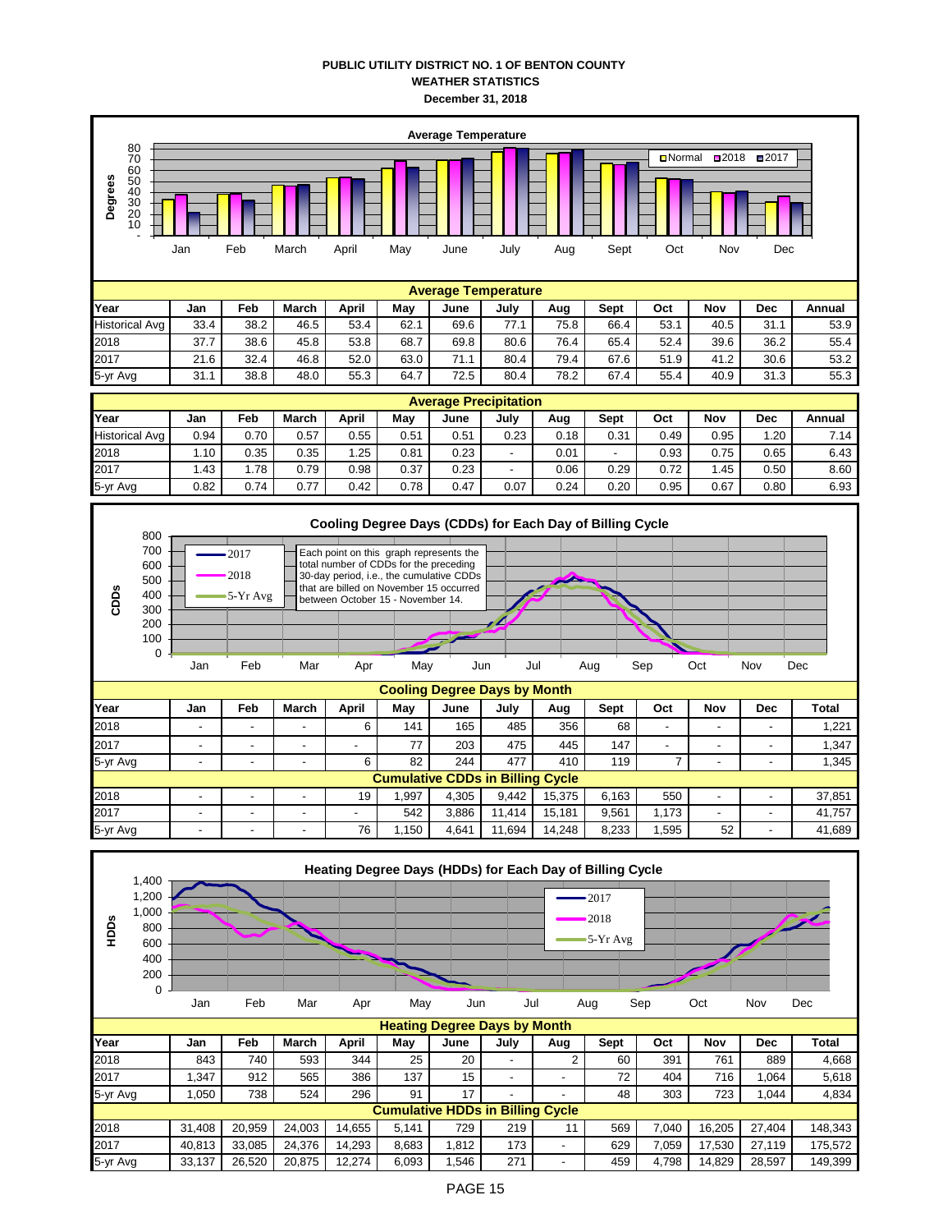# PUBLIC UTILITY DISTRICT NO. 1 OF BENTON COUNTY
## WEATHER STATISTICS
### December 31, 2018

**Average Temperature**

| Year | Jan | Feb | March | April | May | June | July | Aug | Sept | Oct | Nov | Dec | Annual |
|---|---|---|---|---|---|---|---|---|---|---|---|---|---|
| Historical Avg | 33.4 | 38.2 | 46.5 | 53.4 | 62.1 | 69.6 | 77.1 | 75.8 | 66.4 | 53.1 | 40.5 | 31.1 | 53.9 |
| 2018 | 37.7 | 38.6 | 45.8 | 53.8 | 68.7 | 69.8 | 80.6 | 76.4 | 65.4 | 52.4 | 39.6 | 36.2 | 55.4 |
| 2017 | 21.6 | 32.4 | 46.8 | 52.0 | 63.0 | 71.1 | 80.4 | 79.4 | 67.6 | 51.9 | 41.2 | 30.6 | 53.2 |
| 5-yr Avg | 31.1 | 38.8 | 48.0 | 55.3 | 64.7 | 72.5 | 80.4 | 78.2 | 67.4 | 55.4 | 40.9 | 31.3 | 55.3 |

**Average Precipitation**

| Year | Jan | Feb | March | April | May | June | July | Aug | Sept | Oct | Nov | Dec | Annual |
|---|---|---|---|---|---|---|---|---|---|---|---|---|---|
| Historical Avg | 0.94 | 0.70 | 0.57 | 0.55 | 0.51 | 0.51 | 0.23 | 0.18 | 0.31 | 0.49 | 0.95 | 1.20 | 7.14 |
| 2018 | 1.10 | 0.35 | 0.35 | 1.25 | 0.81 | 0.23 | - | 0.01 | - | 0.93 | 0.75 | 0.65 | 6.43 |
| 2017 | 1.43 | 1.78 | 0.79 | 0.98 | 0.37 | 0.23 | - | 0.06 | 0.29 | 0.72 | 1.45 | 0.50 | 8.60 |
| 5-yr Avg | 0.82 | 0.74 | 0.77 | 0.42 | 0.78 | 0.47 | 0.07 | 0.24 | 0.20 | 0.95 | 0.67 | 0.80 | 6.93 |

**Cooling Degree Days (CDDs) for Each Day of Billing Cycle**

Each point on this graph represents the total number of CDDs for the preceding 30-day period, i.e., the cumulative CDDs that are billed on November 15 occurred between October 15 - November 14.

**Cooling Degree Days by Month**

| Year | Jan | Feb | March | April | May | June | July | Aug | Sept | Oct | Nov | Dec | Total |
|---|---|---|---|---|---|---|---|---|---|---|---|---|---|
| 2018 | - | - | - | 6 | 141 | 165 | 485 | 356 | 68 | - | - | - | 1,221 |
| 2017 | - | - | - | - | 77 | 203 | 475 | 445 | 147 | - | - | - | 1,347 |
| 5-yr Avg | - | - | - | 6 | 82 | 244 | 477 | 410 | 119 | 7 | - | - | 1,345 |
| **Cumulative CDDs in Billing Cycle** | | | | | | | | | | | | | |
| 2018 | - | - | - | 19 | 1,997 | 4,305 | 9,442 | 15,375 | 6,163 | 550 | - | - | 37,851 |
| 2017 | - | - | - | - | 542 | 3,886 | 11,414 | 15,181 | 9,561 | 1,173 | - | - | 41,757 |
| 5-yr Avg | - | - | - | 76 | 1,150 | 4,641 | 11,694 | 14,248 | 8,233 | 1,595 | 52 | - | 41,689 |

**Heating Degree Days (HDDs) for Each Day of Billing Cycle**

**Heating Degree Days by Month**

| Year | Jan | Feb | March | April | May | June | July | Aug | Sept | Oct | Nov | Dec | Total |
|---|---|---|---|---|---|---|---|---|---|---|---|---|---|
| 2018 | 843 | 740 | 593 | 344 | 25 | 20 | - | 2 | 60 | 391 | 761 | 889 | 4,668 |
| 2017 | 1,347 | 912 | 565 | 386 | 137 | 15 | - | - | 72 | 404 | 716 | 1,064 | 5,618 |
| 5-yr Avg | 1,050 | 738 | 524 | 296 | 91 | 17 | - | - | 48 | 303 | 723 | 1,044 | 4,834 |
| **Cumulative HDDs in Billing Cycle** | | | | | | | | | | | | | |
| 2018 | 31,408 | 20,959 | 24,003 | 14,655 | 5,141 | 729 | 219 | 11 | 569 | 7,040 | 16,205 | 27,404 | 148,343 |
| 2017 | 40,813 | 33,085 | 24,376 | 14,293 | 8,683 | 1,812 | 173 | - | 629 | 7,059 | 17,530 | 27,119 | 175,572 |
| 5-yr Avg | 33,137 | 26,520 | 20,875 | 12,274 | 6,093 | 1,546 | 271 | - | 459 | 4,798 | 14,829 | 28,597 | 149,399 |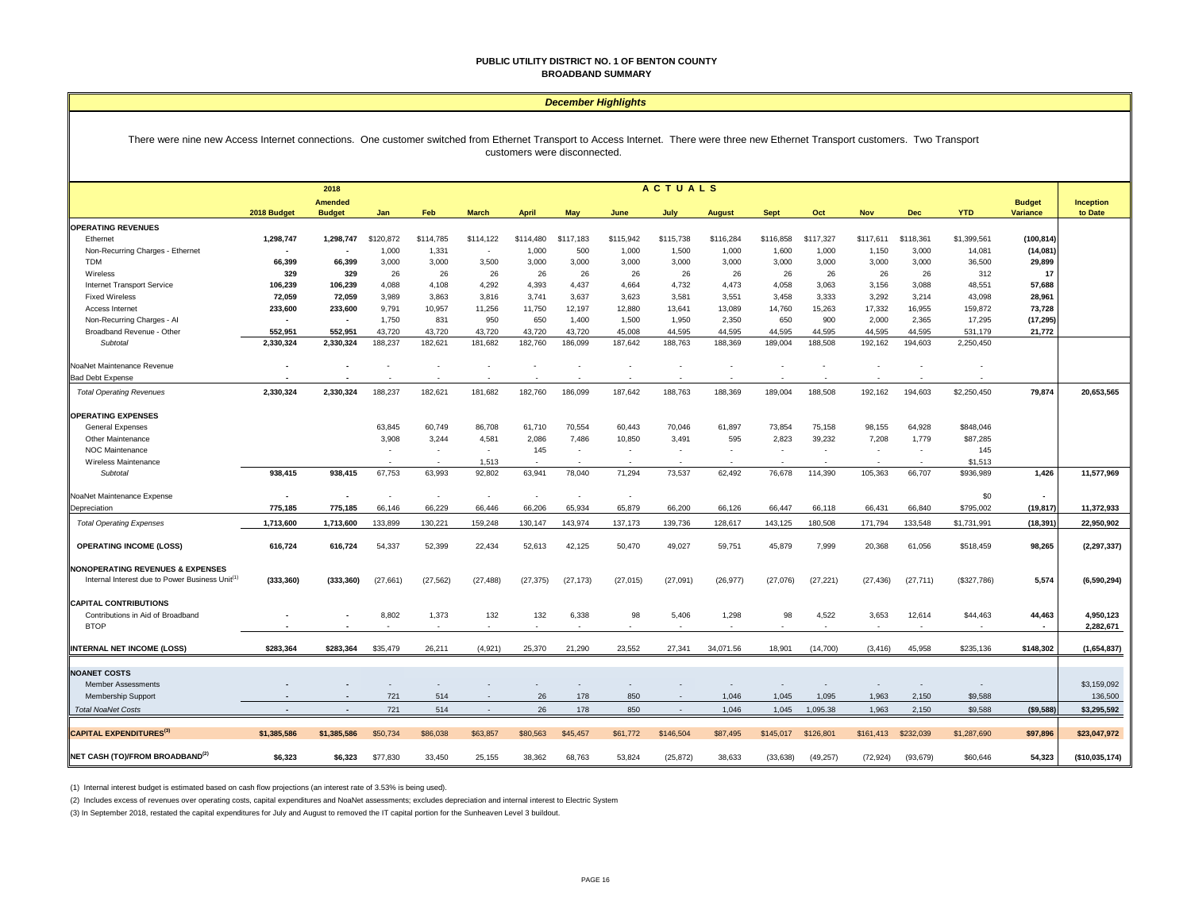# PUBLIC UTILITY DISTRICT NO. 1 OF BENTON COUNTY
## BROADBAND SUMMARY

*December Highlights*

There were nine new Access Internet connections. One customer switched from Ethernet Transport to Access Internet. There were three new Ethernet Transport customers. Two Transport customers were disconnected.

| | 2018 Budget | 2018 Amended Budget | Jan | Feb | March | April | May | June | July | August | Sept | Oct | Nov | Dec | YTD | Budget Variance | Inception to Date |
|---|---|---|---|---|---|---|---|---|---|---|---|---|---|---|---|---|---|
| | | | ACTUALS | | | | | | | | | | | | | | |
| **OPERATING REVENUES** | | | | | | | | | | | | | | | | | |
| Ethernet | 1,298,747 | 1,298,747 | $120,872 | $114,785 | $114,122 | $114,480 | $117,183 | $115,942 | $115,738 | $116,284 | $116,858 | $117,327 | $117,611 | $118,361 | $1,399,561 | (100,814) | |
| Non-Recurring Charges - Ethernet | - | - | 1,000 | 1,331 | - | 1,000 | 500 | 1,000 | 1,500 | 1,000 | 1,600 | 1,000 | 1,150 | 3,000 | 14,081 | (14,081) | |
| TDM | 66,399 | 66,399 | 3,000 | 3,000 | 3,500 | 3,000 | 3,000 | 3,000 | 3,000 | 3,000 | 3,000 | 3,000 | 3,000 | 3,000 | 36,500 | 29,899 | |
| Wireless | 329 | 329 | 26 | 26 | 26 | 26 | 26 | 26 | 26 | 26 | 26 | 26 | 26 | 26 | 312 | 17 | |
| Internet Transport Service | 106,239 | 106,239 | 4,088 | 4,108 | 4,292 | 4,393 | 4,437 | 4,664 | 4,732 | 4,473 | 4,058 | 3,063 | 3,156 | 3,088 | 48,551 | 57,688 | |
| Fixed Wireless | 72,059 | 72,059 | 3,989 | 3,863 | 3,816 | 3,741 | 3,637 | 3,623 | 3,581 | 3,551 | 3,458 | 3,333 | 3,292 | 3,214 | 43,098 | 28,961 | |
| Access Internet | 233,600 | 233,600 | 9,791 | 10,957 | 11,256 | 11,750 | 12,197 | 12,880 | 13,641 | 13,089 | 14,760 | 15,263 | 17,332 | 16,955 | 159,872 | 73,728 | |
| Non-Recurring Charges - AI | - | - | 1,750 | 831 | 950 | 650 | 1,400 | 1,500 | 1,950 | 2,350 | 650 | 900 | 2,000 | 2,365 | 17,295 | (17,295) | |
| Broadband Revenue - Other | 552,951 | 552,951 | 43,720 | 43,720 | 43,720 | 43,720 | 43,720 | 45,008 | 44,595 | 44,595 | 44,595 | 44,595 | 44,595 | 44,595 | 531,179 | 21,772 | |
| *Subtotal* | 2,330,324 | 2,330,324 | 188,237 | 182,621 | 181,682 | 182,760 | 186,099 | 187,642 | 188,763 | 188,369 | 189,004 | 188,508 | 192,162 | 194,603 | 2,250,450 | | |
| NoaNet Maintenance Revenue | - | - | - | - | - | - | - | - | - | - | - | - | - | - | - | | |
| Bad Debt Expense | - | - | - | - | - | - | - | - | - | - | - | - | - | - | - | | |
| *Total Operating Revenues* | 2,330,324 | 2,330,324 | 188,237 | 182,621 | 181,682 | 182,760 | 186,099 | 187,642 | 188,763 | 188,369 | 189,004 | 188,508 | 192,162 | 194,603 | $2,250,450 | 79,874 | 20,653,565 |
| **OPERATING EXPENSES** | | | | | | | | | | | | | | | | | |
| General Expenses | | | 63,845 | 60,749 | 86,708 | 61,710 | 70,554 | 60,443 | 70,046 | 61,897 | 73,854 | 75,158 | 98,155 | 64,928 | $848,046 | | |
| Other Maintenance | | | 3,908 | 3,244 | 4,581 | 2,086 | 7,486 | 10,850 | 3,491 | 595 | 2,823 | 39,232 | 7,208 | 1,779 | $87,285 | | |
| NOC Maintenance | | | - | - | - | 145 | - | - | - | - | - | - | - | - | 145 | | |
| Wireless Maintenance | | | - | - | 1,513 | - | - | - | - | - | - | - | - | - | $1,513 | | |
| *Subtotal* | 938,415 | 938,415 | 67,753 | 63,993 | 92,802 | 63,941 | 78,040 | 71,294 | 73,537 | 62,492 | 76,678 | 114,390 | 105,363 | 66,707 | $936,989 | 1,426 | 11,577,969 |
| NoaNet Maintenance Expense | - | - | - | - | - | - | - | - | | | | | | | $0 | - | |
| Depreciation | 775,185 | 775,185 | 66,146 | 66,229 | 66,446 | 66,206 | 65,934 | 65,879 | 66,200 | 66,126 | 66,447 | 66,118 | 66,431 | 66,840 | $795,002 | (19,817) | 11,372,933 |
| *Total Operating Expenses* | 1,713,600 | 1,713,600 | 133,899 | 130,221 | 159,248 | 130,147 | 143,974 | 137,173 | 139,736 | 128,617 | 143,125 | 180,508 | 171,794 | 133,548 | $1,731,991 | (18,391) | 22,950,902 |
| **OPERATING INCOME (LOSS)** | 616,724 | 616,724 | 54,337 | 52,399 | 22,434 | 52,613 | 42,125 | 50,470 | 49,027 | 59,751 | 45,879 | 7,999 | 20,368 | 61,056 | $518,459 | 98,265 | (2,297,337) |
| **NONOPERATING REVENUES & EXPENSES** | | | | | | | | | | | | | | | | | |
| Internal Interest due to Power Business Unit[1] | (333,360) | (333,360) | (27,661) | (27,562) | (27,488) | (27,375) | (27,173) | (27,015) | (27,091) | (26,977) | (27,076) | (27,221) | (27,436) | (27,711) | ($327,786) | 5,574 | (6,590,294) |
| **CAPITAL CONTRIBUTIONS** | | | | | | | | | | | | | | | | | |
| Contributions in Aid of Broadband | - | - | 8,802 | 1,373 | 132 | 132 | 6,338 | 98 | 5,406 | 1,298 | 98 | 4,522 | 3,653 | 12,614 | $44,463 | 44,463 | 4,950,123 |
| BTOP | - | - | - | - | - | - | - | - | - | - | - | - | - | - | - | - | 2,282,671 |
| **INTERNAL NET INCOME (LOSS)** | $283,364 | $283,364 | $35,479 | 26,211 | (4,921) | 25,370 | 21,290 | 23,552 | 27,341 | 34,071.56 | 18,901 | (14,700) | (3,416) | 45,958 | $235,136 | $148,302 | (1,654,837) |
| **NOANET COSTS** | | | | | | | | | | | | | | | | | |
| Member Assessments | - | - | - | - | - | - | - | - | - | - | - | - | - | - | - | | $3,159,092 |
| Membership Support | - | - | 721 | 514 | - | 26 | 178 | 850 | - | 1,046 | 1,045 | 1,095 | 1,963 | 2,150 | $9,588 | | 136,500 |
| *Total NoaNet Costs* | - | - | 721 | 514 | - | 26 | 178 | 850 | - | 1,046 | 1,045 | 1,095.38 | 1,963 | 2,150 | $9,588 | ($9,588) | $3,295,592 |
| **CAPITAL EXPENDITURES[3]** | $1,385,586 | $1,385,586 | $50,734 | $86,038 | $63,857 | $80,563 | $45,457 | $61,772 | $146,504 | $87,495 | $145,017 | $126,801 | $161,413 | $232,039 | $1,287,690 | $97,896 | $23,047,972 |
| **NET CASH (TO)/FROM BROADBAND[2]** | $6,323 | $6,323 | $77,830 | 33,450 | 25,155 | 38,362 | 68,763 | 53,824 | (25,872) | 38,633 | (33,638) | (49,257) | (72,924) | (93,679) | $60,646 | 54,323 | ($10,035,174) |

(1) Internal interest budget is estimated based on cash flow projections (an interest rate of 3.53% is being used).

(2) Includes excess of revenues over operating costs, capital expenditures and NoaNet assessments; excludes depreciation and internal interest to Electric System

(3) In September 2018, restated the capital expenditures for July and August to removed the IT capital portion for the Sunheaven Level 3 buildout.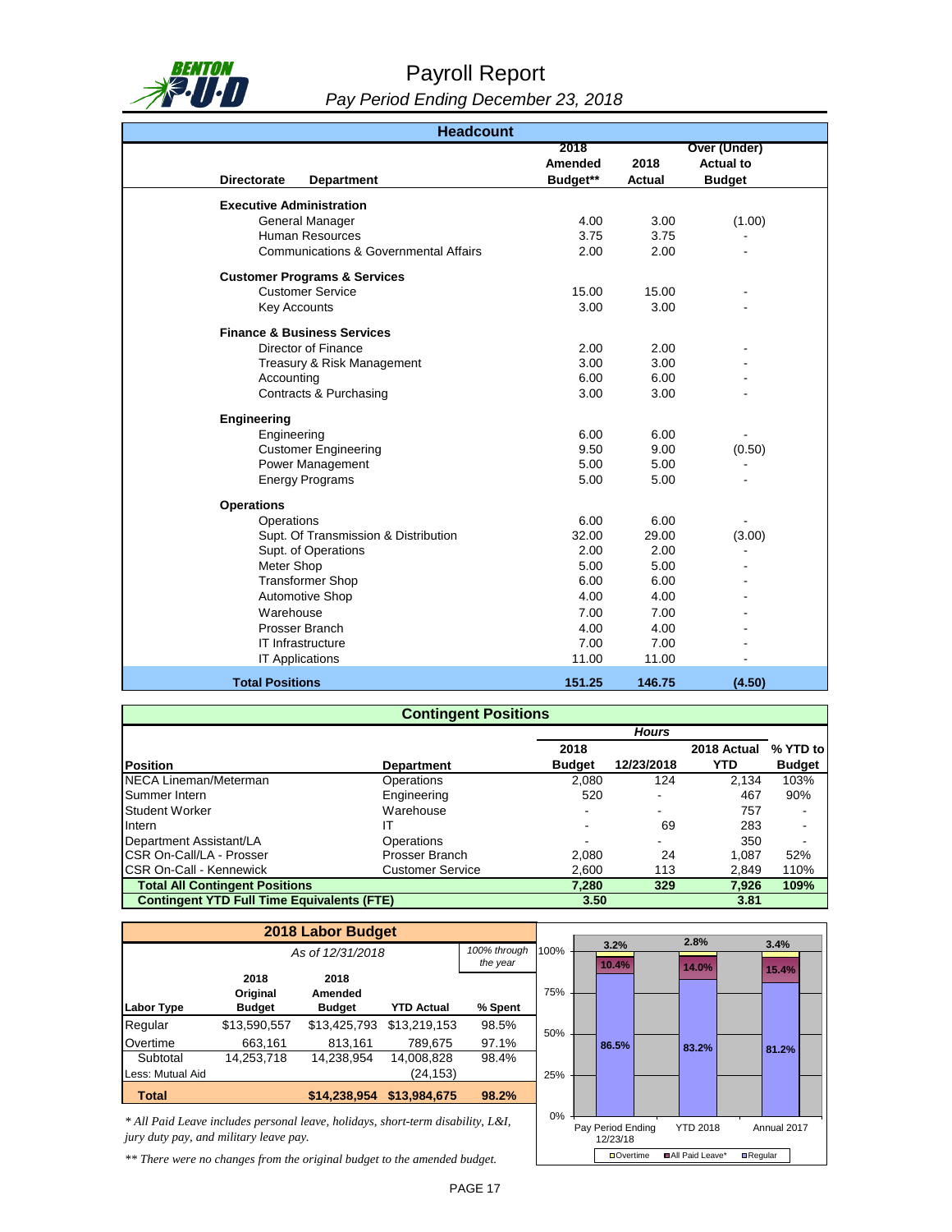# Payroll Report

*Pay Period Ending December 23, 2018*

## Headcount

| Directorate | Department | 2018 Amended Budget** | 2018 Actual | Over (Under) Actual to Budget |
|---|---|---|---|---|
| **Executive Administration** | | | | |
| | General Manager | 4.00 | 3.00 | (1.00) |
| | Human Resources | 3.75 | 3.75 | - |
| | Communications & Governmental Affairs | 2.00 | 2.00 | - |
| **Customer Programs & Services** | | | | |
| | Customer Service | 15.00 | 15.00 | - |
| | Key Accounts | 3.00 | 3.00 | - |
| **Finance & Business Services** | | | | |
| | Director of Finance | 2.00 | 2.00 | - |
| | Treasury & Risk Management | 3.00 | 3.00 | - |
| | Accounting | 6.00 | 6.00 | - |
| | Contracts & Purchasing | 3.00 | 3.00 | - |
| **Engineering** | | | | |
| | Engineering | 6.00 | 6.00 | - |
| | Customer Engineering | 9.50 | 9.00 | (0.50) |
| | Power Management | 5.00 | 5.00 | - |
| | Energy Programs | 5.00 | 5.00 | - |
| **Operations** | | | | |
| | Operations | 6.00 | 6.00 | - |
| | Supt. Of Transmission & Distribution | 32.00 | 29.00 | (3.00) |
| | Supt. of Operations | 2.00 | 2.00 | - |
| | Meter Shop | 5.00 | 5.00 | - |
| | Transformer Shop | 6.00 | 6.00 | - |
| | Automotive Shop | 4.00 | 4.00 | - |
| | Warehouse | 7.00 | 7.00 | - |
| | Prosser Branch | 4.00 | 4.00 | - |
| | IT Infrastructure | 7.00 | 7.00 | - |
| | IT Applications | 11.00 | 11.00 | - |
| **Total Positions** | | **151.25** | **146.75** | **(4.50)** |

## Contingent Positions

| Position | Department | Hours: 2018 Budget | Hours: 12/23/2018 | Hours: 2018 Actual YTD | % YTD to Budget |
|---|---|---|---|---|---|
| NECA Lineman/Meterman | Operations | 2,080 | 124 | 2,134 | 103% |
| Summer Intern | Engineering | 520 | - | 467 | 90% |
| Student Worker | Warehouse | - | - | 757 | - |
| Intern | IT | - | 69 | 283 | - |
| Department Assistant/LA | Operations | - | - | 350 | - |
| CSR On-Call/LA - Prosser | Prosser Branch | 2,080 | 24 | 1,087 | 52% |
| CSR On-Call - Kennewick | Customer Service | 2,600 | 113 | 2,849 | 110% |
| **Total All Contingent Positions** | | **7,280** | **329** | **7,926** | **109%** |
| **Contingent YTD Full Time Equivalents (FTE)** | | **3.50** | | **3.81** | |

## 2018 Labor Budget

*As of 12/31/2018*

| Labor Type | 2018 Original Budget | 2018 Amended Budget | YTD Actual | % Spent (*100% through the year*) |
|---|---|---|---|---|
| Regular | $13,590,557 | $13,425,793 | $13,219,153 | 98.5% |
| Overtime | 663,161 | 813,161 | 789,675 | 97.1% |
| Subtotal | 14,253,718 | 14,238,954 | 14,008,828 | 98.4% |
| Less: Mutual Aid | | | (24,153) | |
| **Total** | | **$14,238,954** | **$13,984,675** | **98.2%** |

100%
75%
50%
25%
0%

Pay Period Ending 12/23/18: 3.2%, 10.4%, 86.5%
YTD 2018: 2.8%, 14.0%, 83.2%
Annual 2017: 3.4%, 15.4%, 81.2%

Overtime
All Paid Leave*
Regular

*\* All Paid Leave includes personal leave, holidays, short-term disability, L&I, jury duty pay, and military leave pay.*

*\*\* There were no changes from the original budget to the amended budget.*